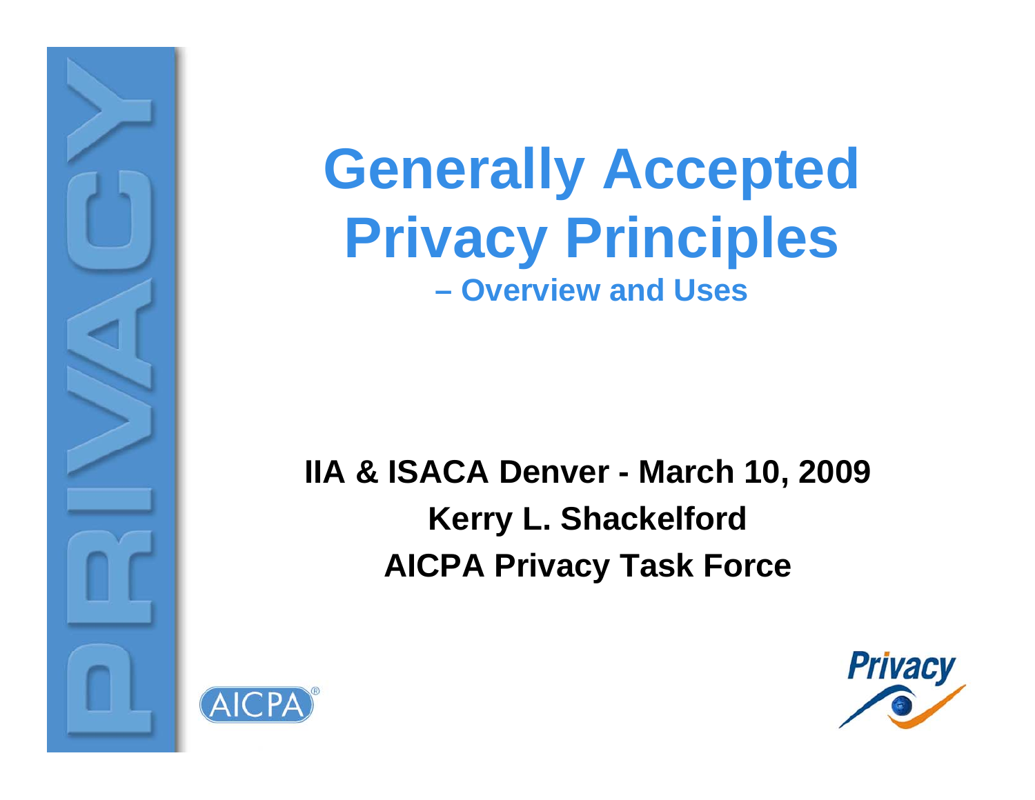# Generally Accepted Privacy Principles

## – Overview and Uses

**IIA & ISACA Denver - March 10, 2009**

**Kerry L. Shackelford**

**AICPA Privacy Task Force**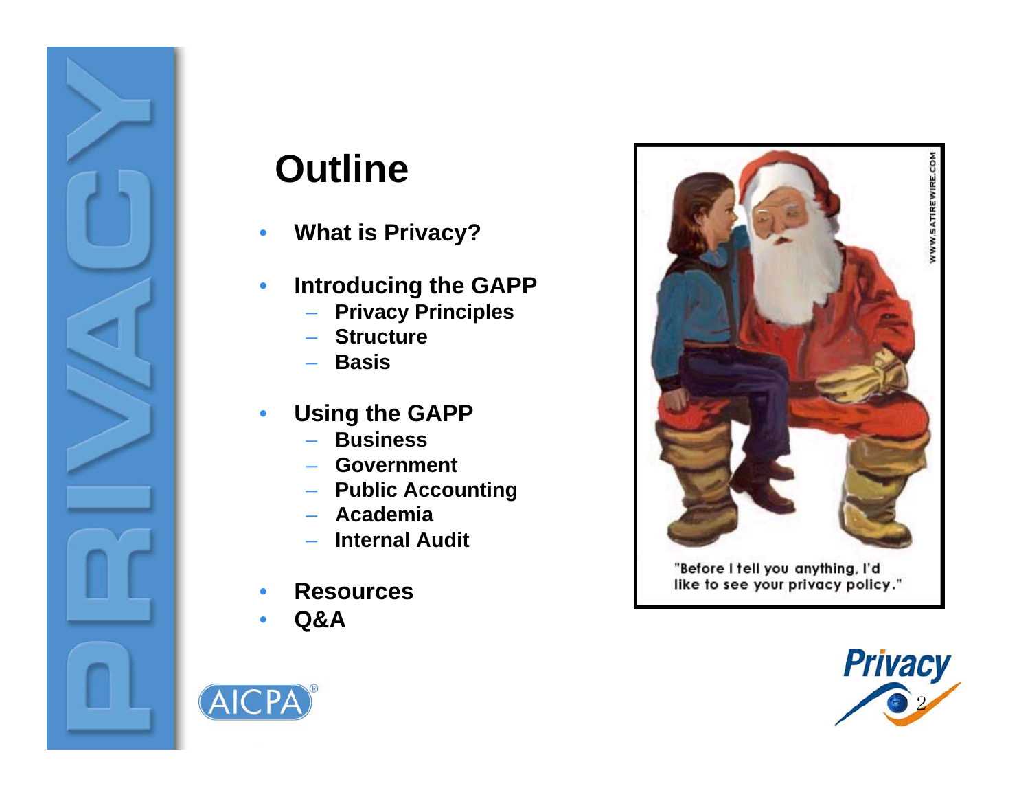# Outline

- **What is Privacy?**
- **Introducing the GAPP**
  - **Privacy Principles**
  - **Structure**
  - **Basis**
- **Using the GAPP**
  - **Business**
  - **Government**
  - **Public Accounting**
  - **Academia**
  - **Internal Audit**
- **Resources**
- **Q&A**

"Before I tell you anything, I'd like to see your privacy policy."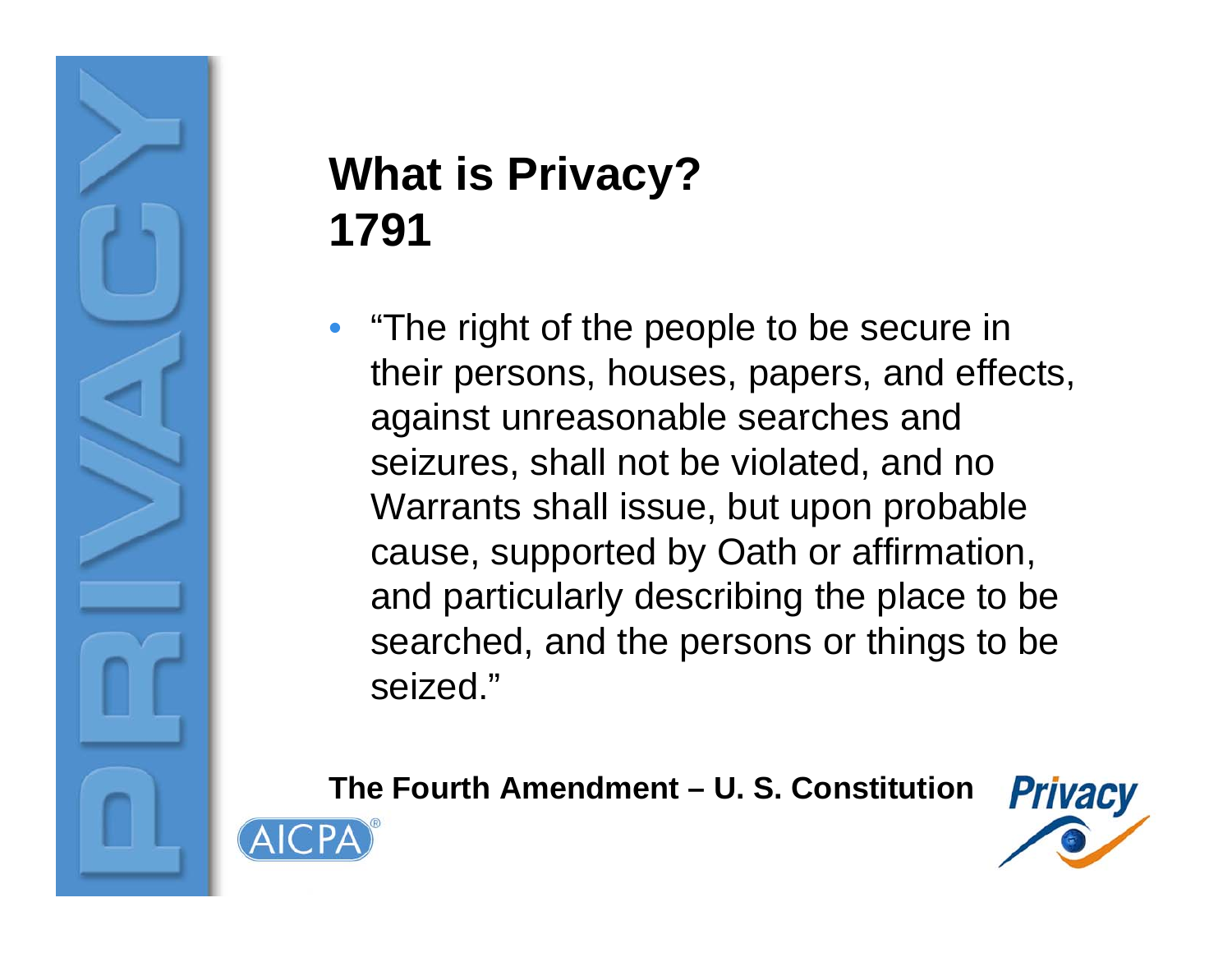# What is Privacy? 1791

- "The right of the people to be secure in their persons, houses, papers, and effects, against unreasonable searches and seizures, shall not be violated, and no Warrants shall issue, but upon probable cause, supported by Oath or affirmation, and particularly describing the place to be searched, and the persons or things to be seized."

**The Fourth Amendment – U. S. Constitution**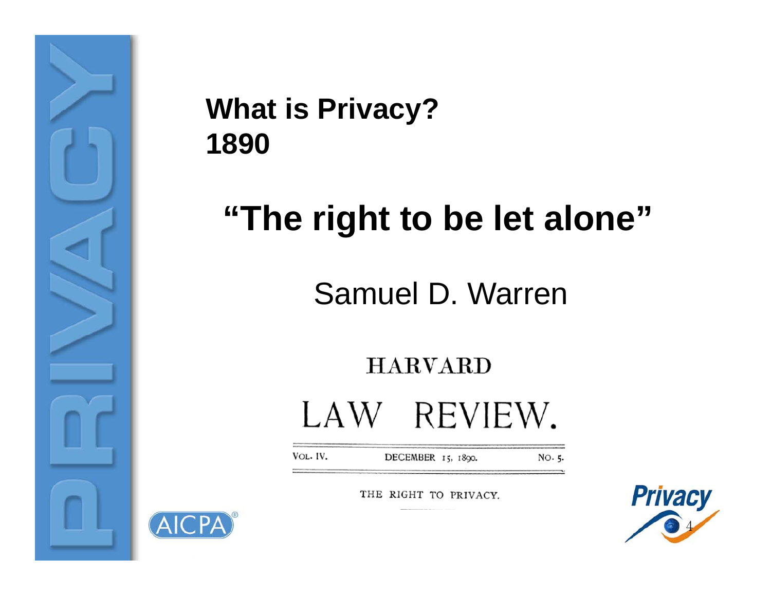**What is Privacy?**
**1890**

# "The right to be let alone"

Samuel D. Warren

HARVARD

LAW REVIEW.

| VOL. IV. | DECEMBER 15, 1890. | NO. 5. |
| --- | --- | --- |

THE RIGHT TO PRIVACY.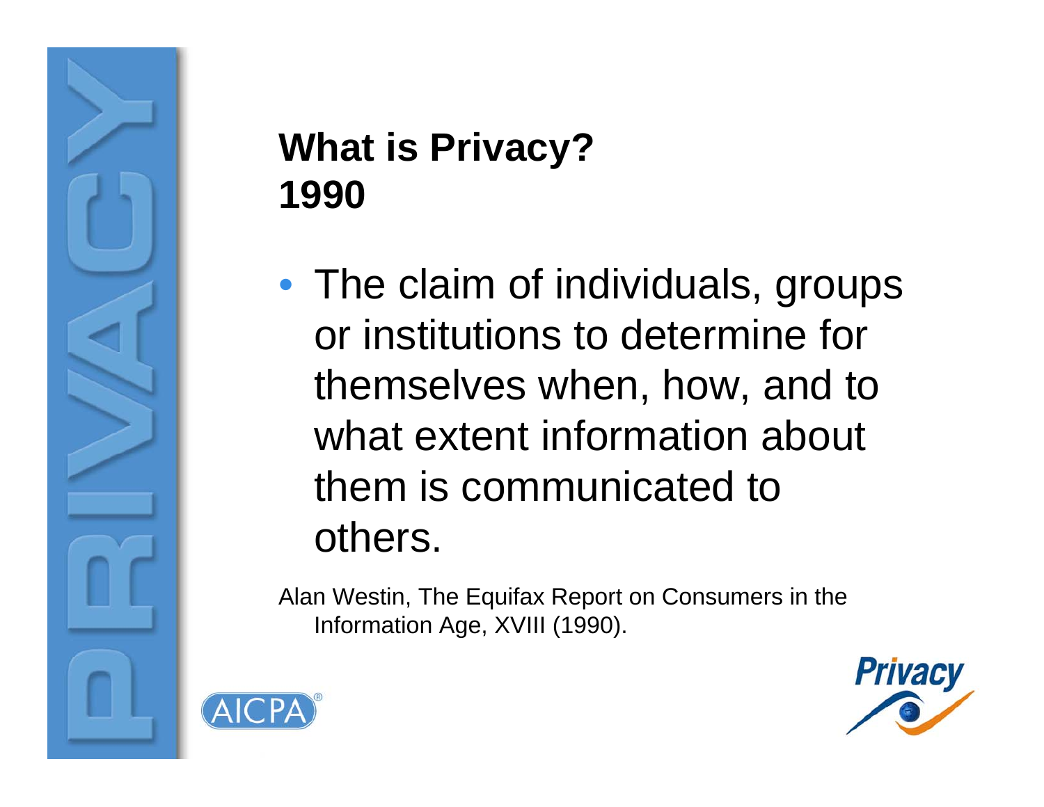# What is Privacy?
# 1990

- The claim of individuals, groups or institutions to determine for themselves when, how, and to what extent information about them is communicated to others.

Alan Westin, The Equifax Report on Consumers in the Information Age, XVIII (1990).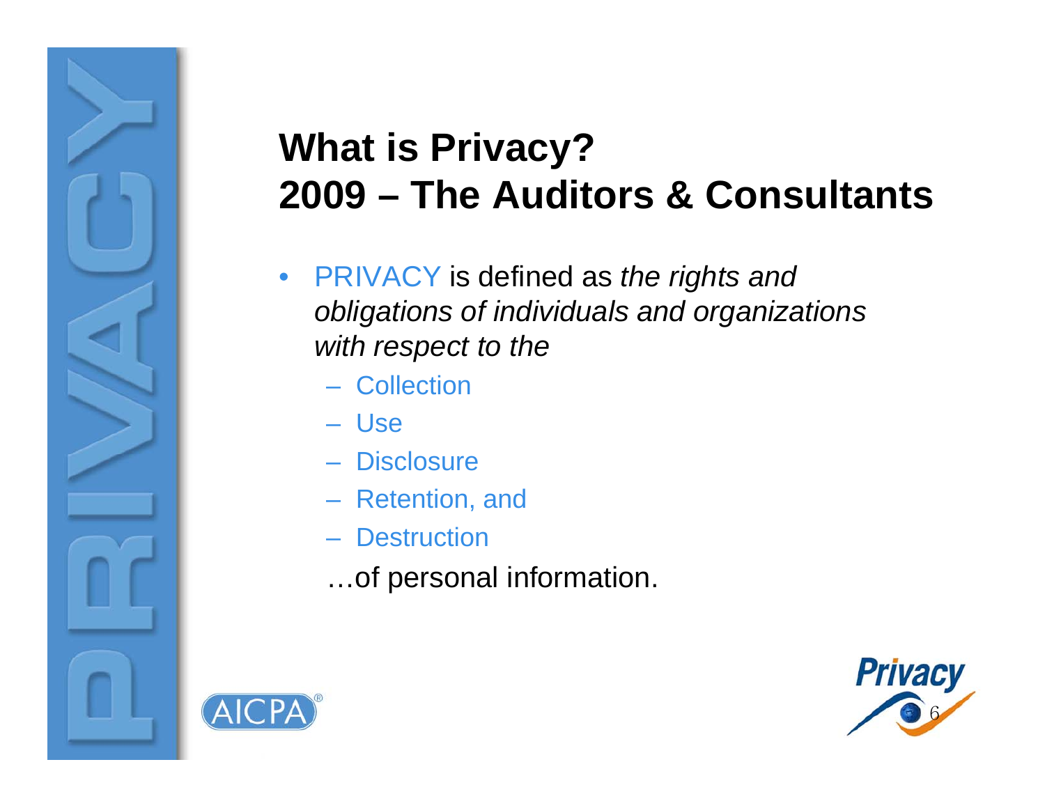# What is Privacy?
# 2009 – The Auditors & Consultants

- PRIVACY is defined as *the rights and obligations of individuals and organizations with respect to the*
  - Collection
  - Use
  - Disclosure
  - Retention, and
  - Destruction

  …of personal information.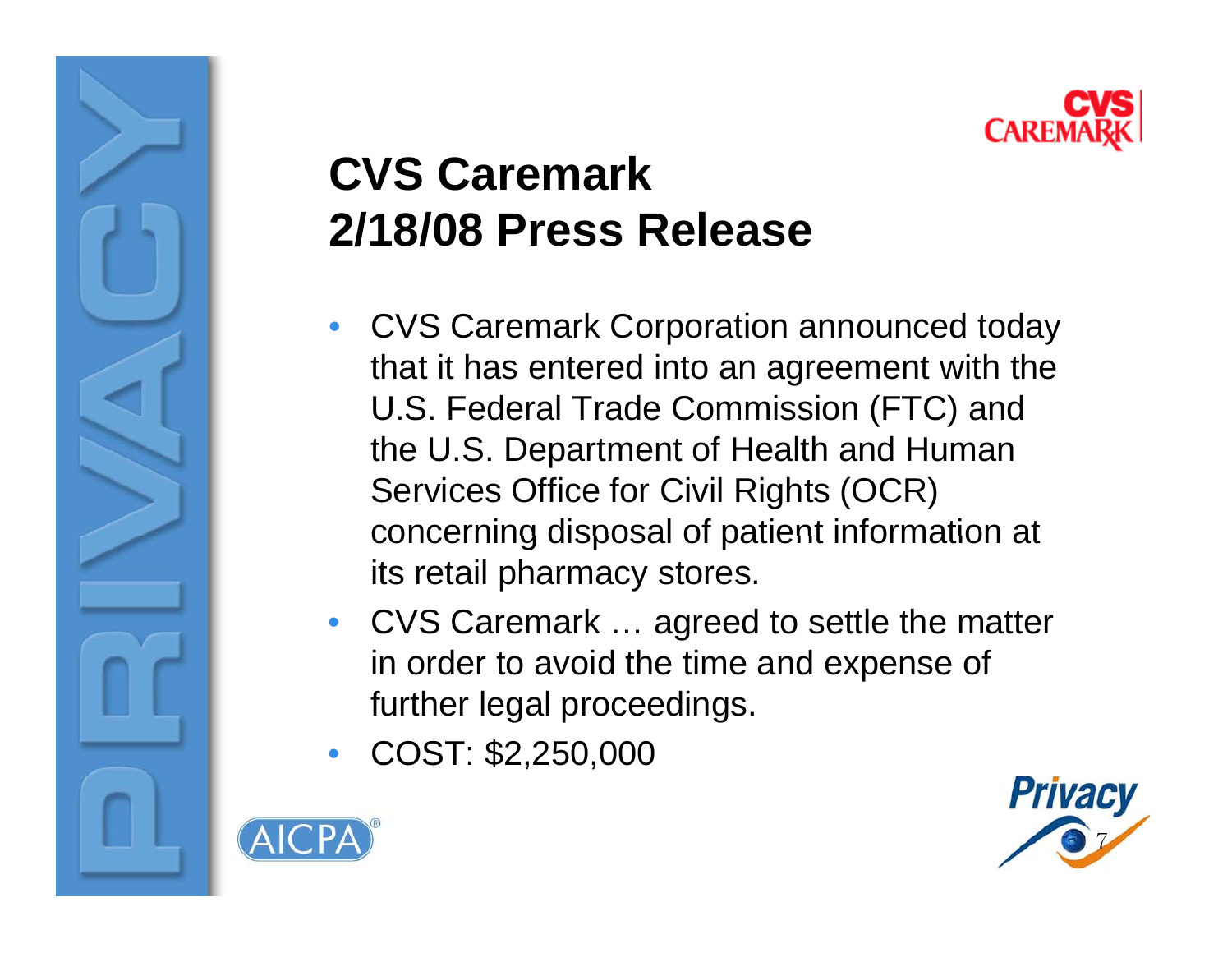# CVS Caremark
# 2/18/08 Press Release

- CVS Caremark Corporation announced today that it has entered into an agreement with the U.S. Federal Trade Commission (FTC) and the U.S. Department of Health and Human Services Office for Civil Rights (OCR) concerning disposal of patient information at its retail pharmacy stores.
- CVS Caremark … agreed to settle the matter in order to avoid the time and expense of further legal proceedings.
- COST: $2,250,000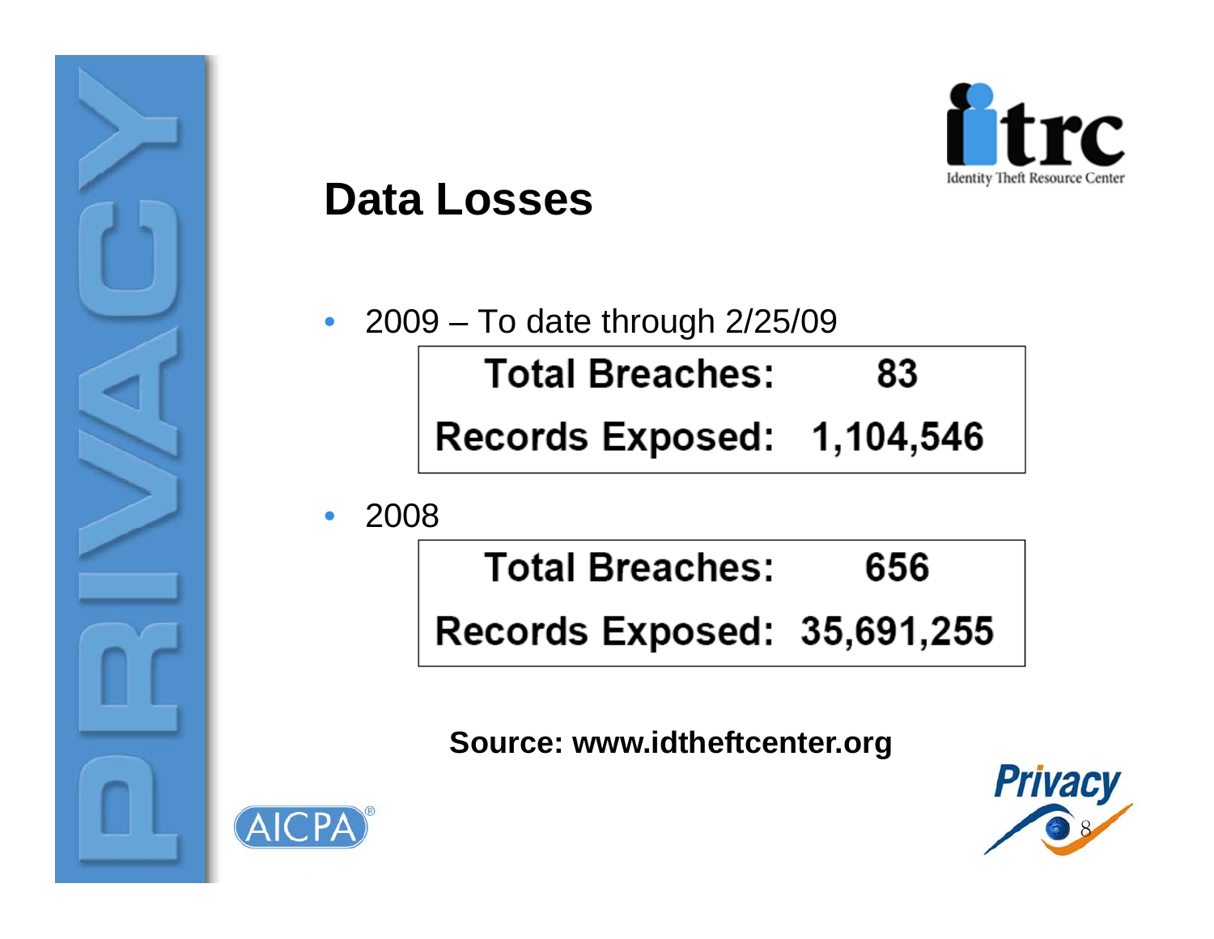## Data Losses

- 2009 – To date through 2/25/09

| Total Breaches: | 83 |
| --- | --- |
| Records Exposed: | 1,104,546 |

- 2008

| Total Breaches: | 656 |
| --- | --- |
| Records Exposed: | 35,691,255 |

**Source: www.idtheftcenter.org**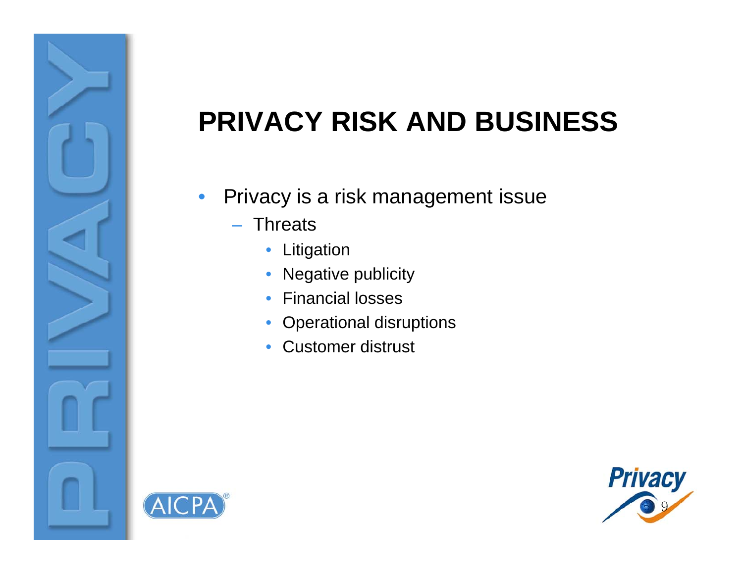# PRIVACY RISK AND BUSINESS

- Privacy is a risk management issue
  - Threats
    - Litigation
    - Negative publicity
    - Financial losses
    - Operational disruptions
    - Customer distrust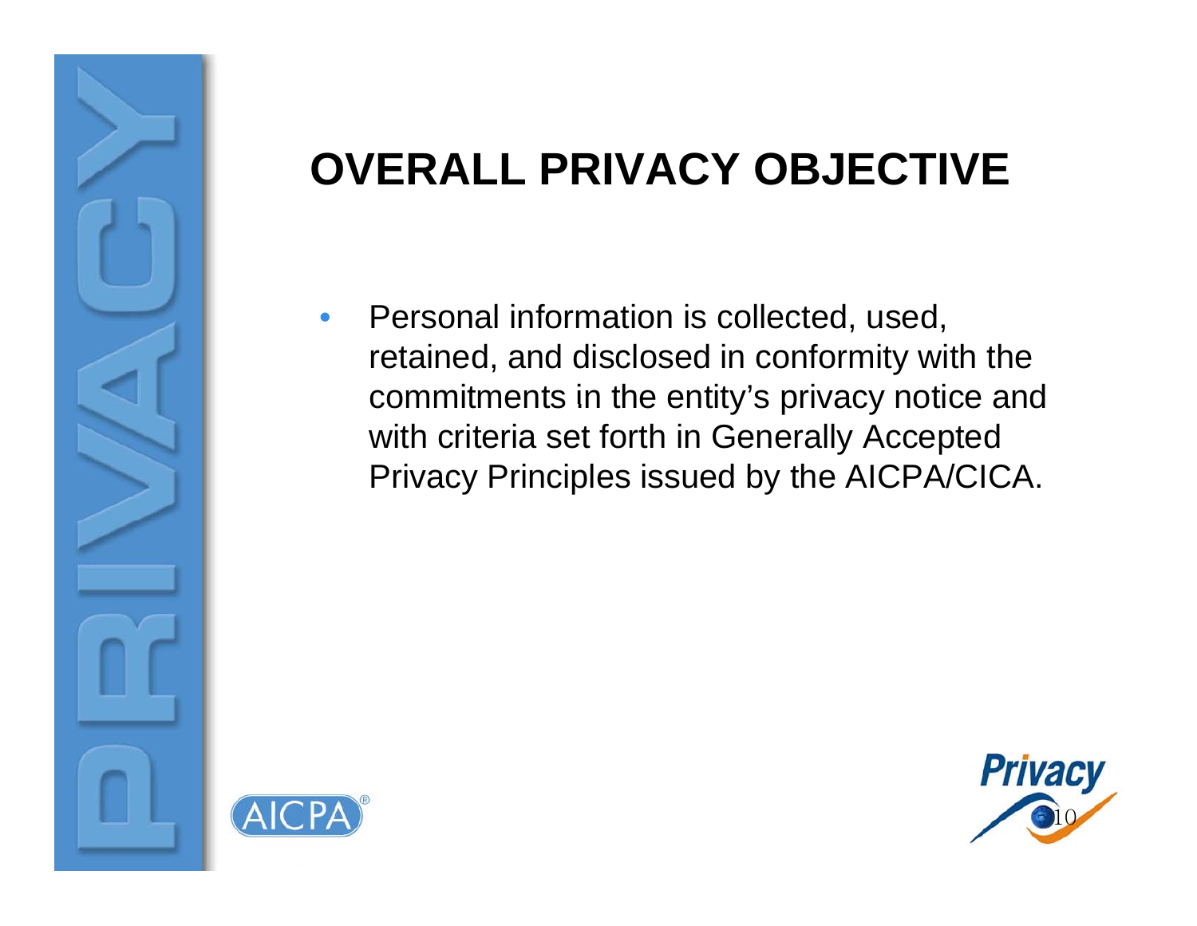# OVERALL PRIVACY OBJECTIVE

- Personal information is collected, used, retained, and disclosed in conformity with the commitments in the entity's privacy notice and with criteria set forth in Generally Accepted Privacy Principles issued by the AICPA/CICA.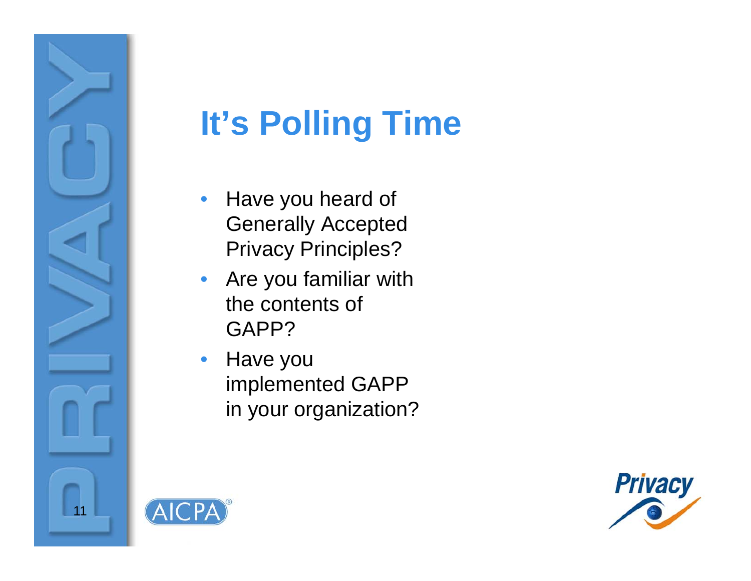# It's Polling Time

- Have you heard of Generally Accepted Privacy Principles?
- Are you familiar with the contents of GAPP?
- Have you implemented GAPP in your organization?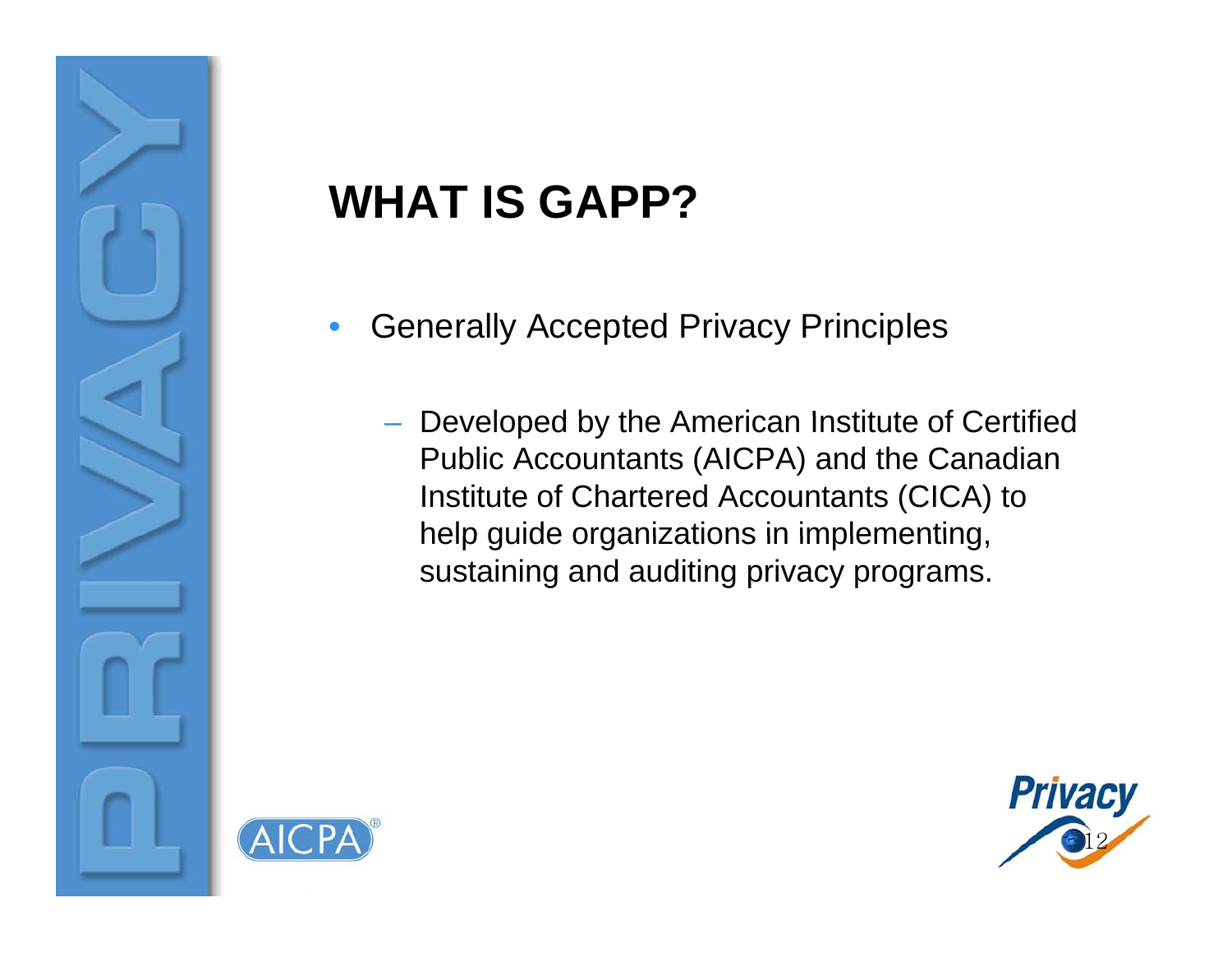# WHAT IS GAPP?

- Generally Accepted Privacy Principles
  - Developed by the American Institute of Certified Public Accountants (AICPA) and the Canadian Institute of Chartered Accountants (CICA) to help guide organizations in implementing, sustaining and auditing privacy programs.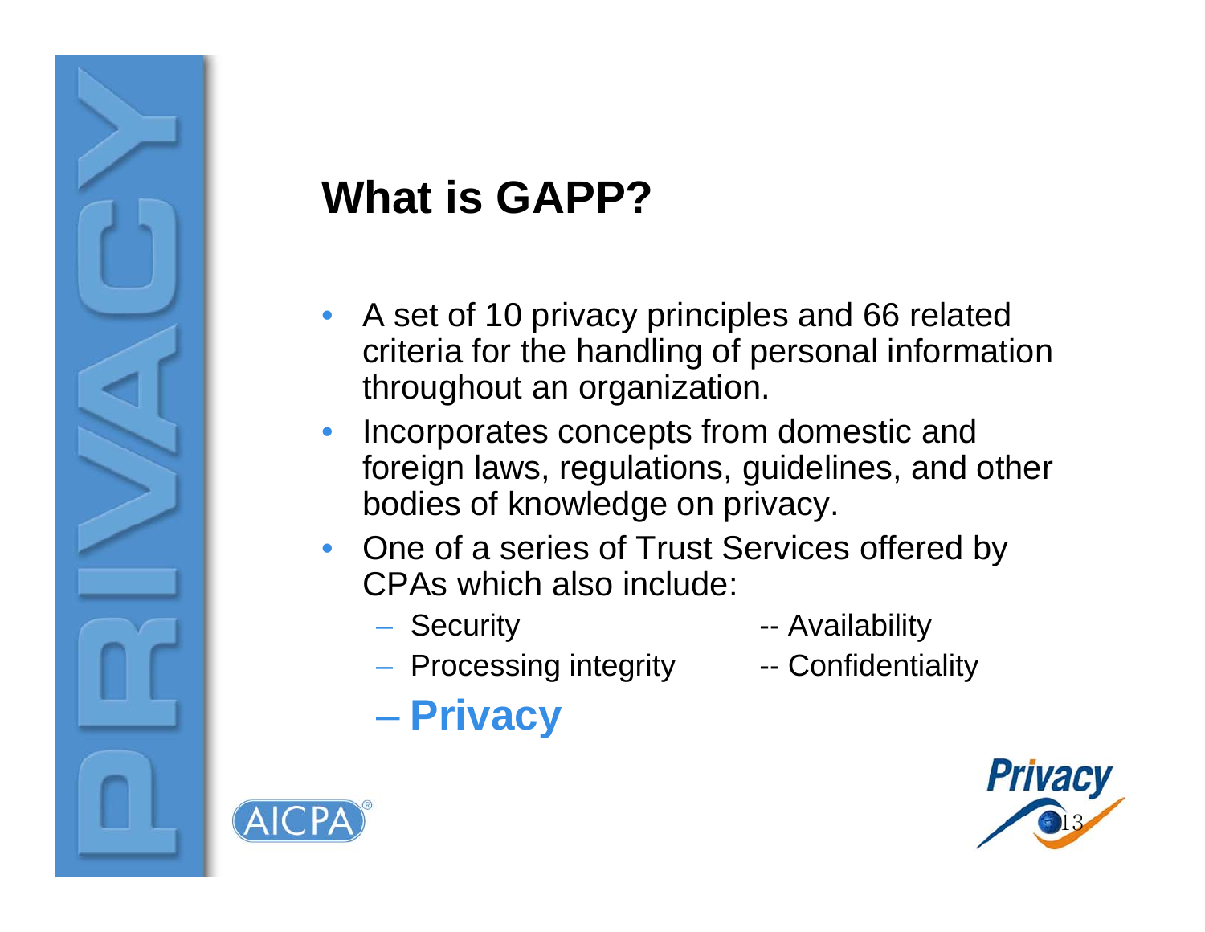# What is GAPP?

- A set of 10 privacy principles and 66 related criteria for the handling of personal information throughout an organization.
- Incorporates concepts from domestic and foreign laws, regulations, guidelines, and other bodies of knowledge on privacy.
- One of a series of Trust Services offered by CPAs which also include:
  - Security
  - Availability
  - Processing integrity
  - Confidentiality
  - **Privacy**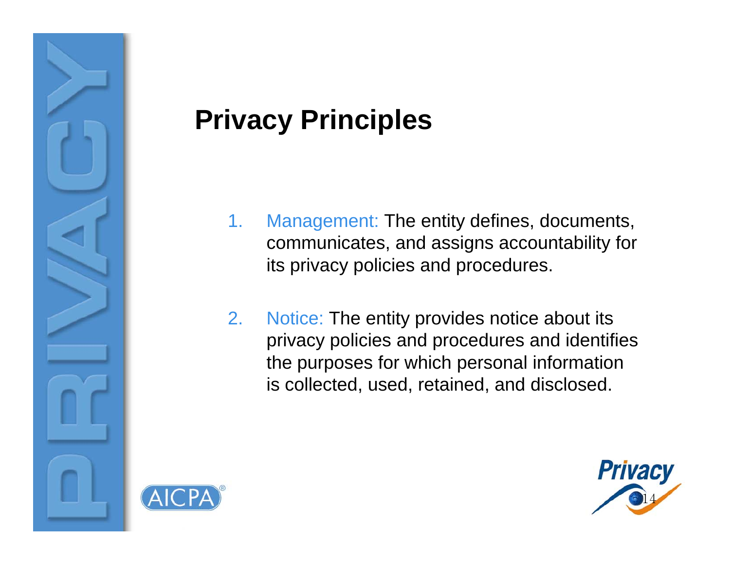# Privacy Principles

1. Management: The entity defines, documents, communicates, and assigns accountability for its privacy policies and procedures.

2. Notice: The entity provides notice about its privacy policies and procedures and identifies the purposes for which personal information is collected, used, retained, and disclosed.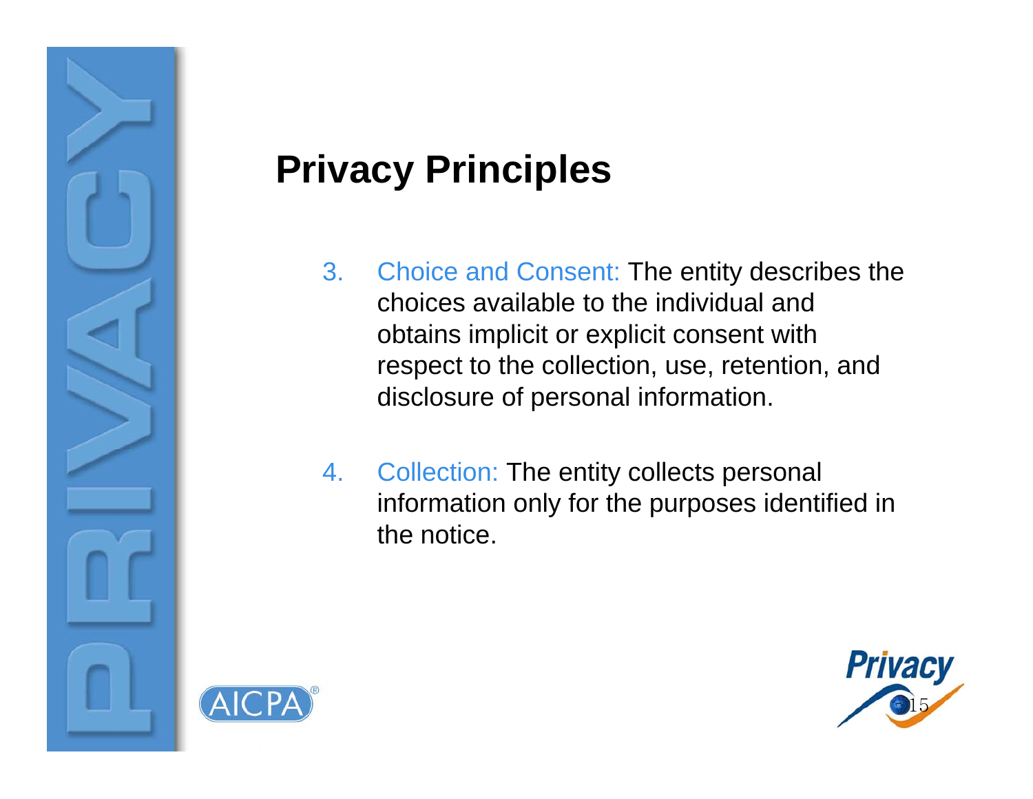# Privacy Principles

3. Choice and Consent: The entity describes the choices available to the individual and obtains implicit or explicit consent with respect to the collection, use, retention, and disclosure of personal information.

4. Collection: The entity collects personal information only for the purposes identified in the notice.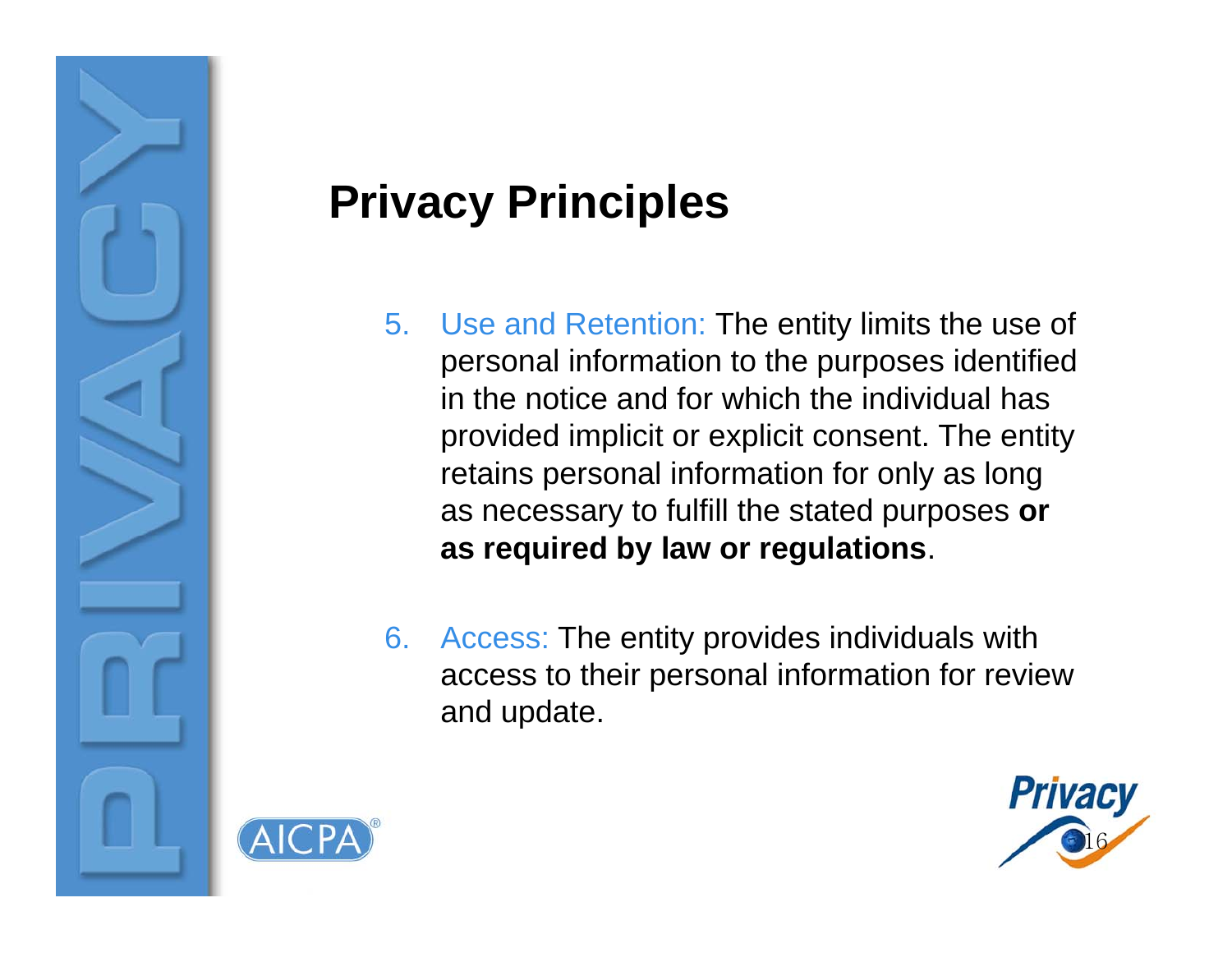# Privacy Principles

5. Use and Retention: The entity limits the use of personal information to the purposes identified in the notice and for which the individual has provided implicit or explicit consent. The entity retains personal information for only as long as necessary to fulfill the stated purposes **or as required by law or regulations**.

6. Access: The entity provides individuals with access to their personal information for review and update.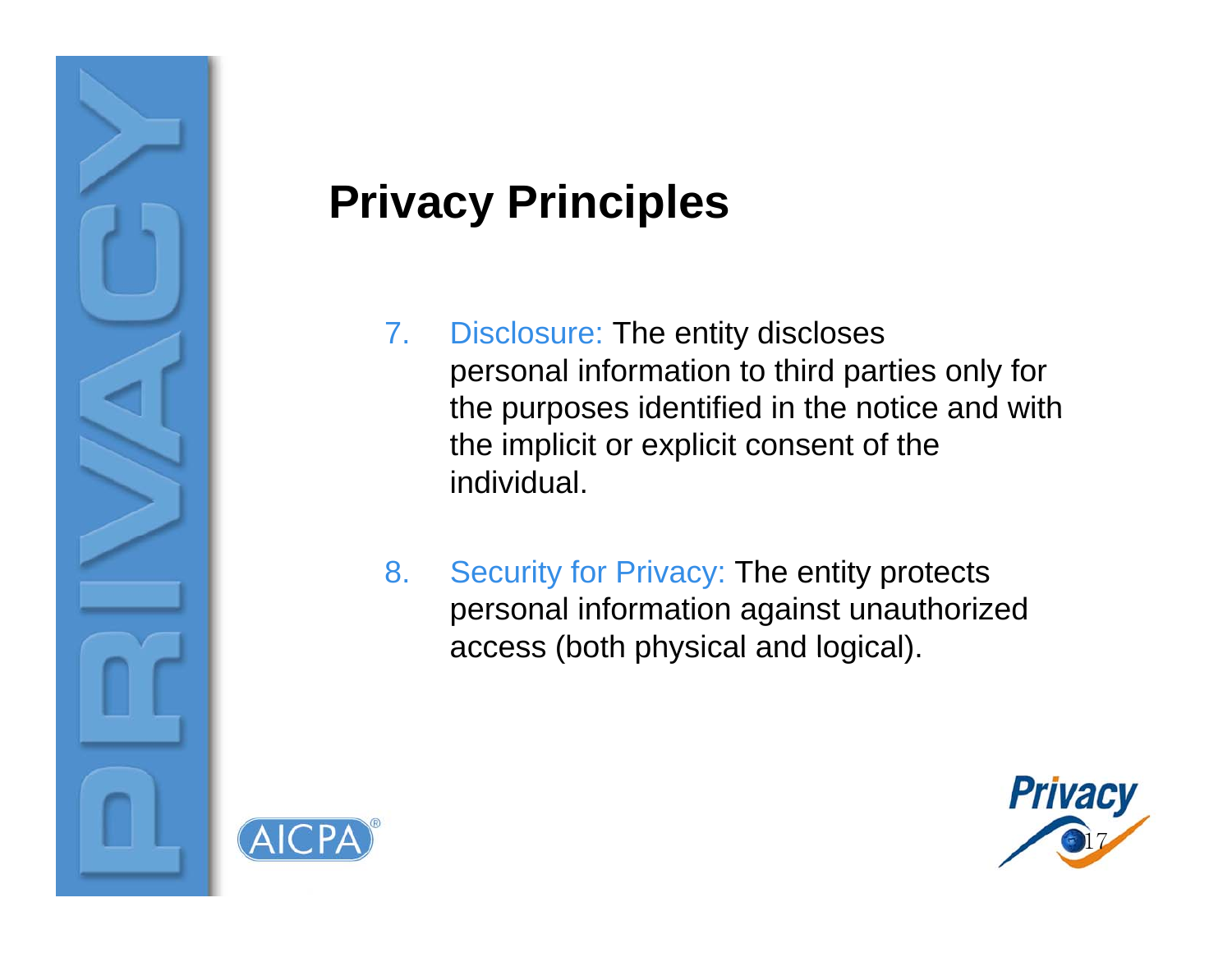# Privacy Principles

7. Disclosure: The entity discloses personal information to third parties only for the purposes identified in the notice and with the implicit or explicit consent of the individual.

8. Security for Privacy: The entity protects personal information against unauthorized access (both physical and logical).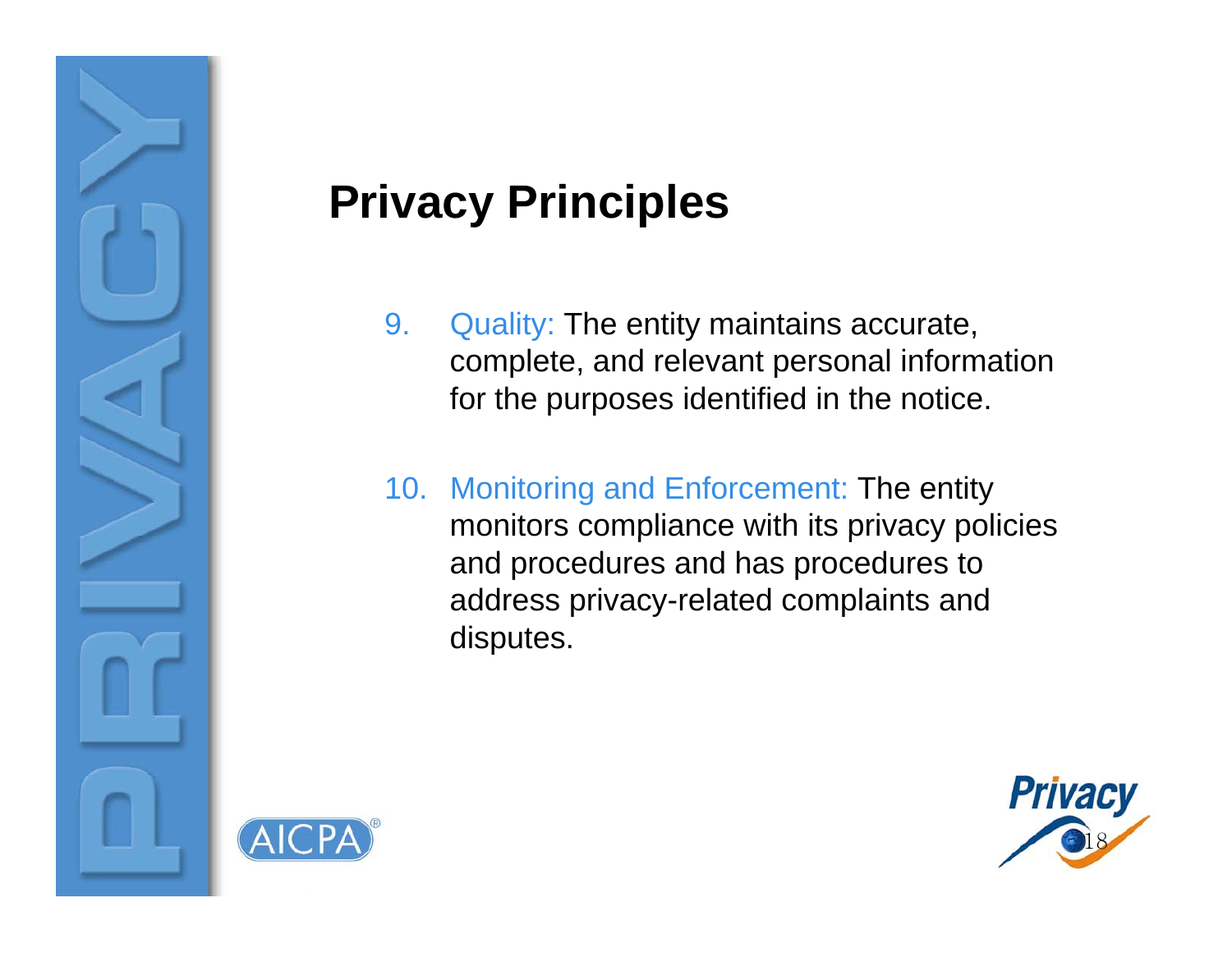# Privacy Principles

9. Quality: The entity maintains accurate, complete, and relevant personal information for the purposes identified in the notice.

10. Monitoring and Enforcement: The entity monitors compliance with its privacy policies and procedures and has procedures to address privacy-related complaints and disputes.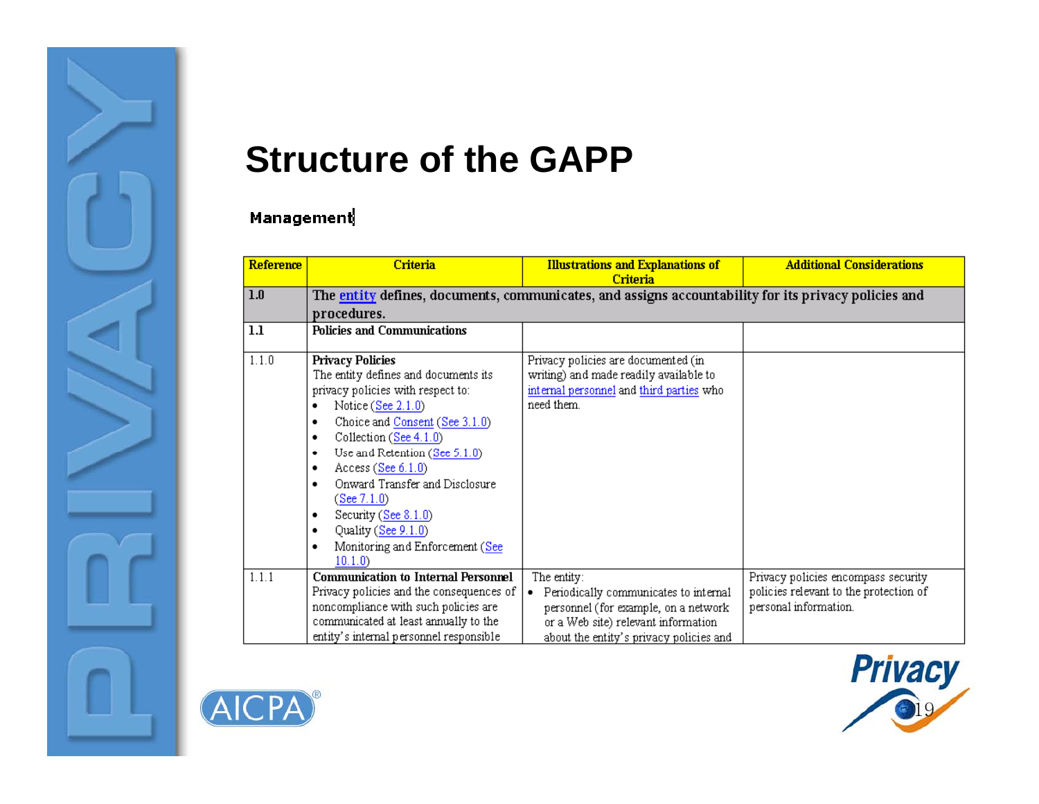# Structure of the GAPP

**Management**

| Reference | Criteria | Illustrations and Explanations of Criteria | Additional Considerations |
|---|---|---|---|
| **1.0** | **The entity defines, documents, communicates, and assigns accountability for its privacy policies and procedures.** | | |
| **1.1** | **Policies and Communications** | | |
| 1.1.0 | **Privacy Policies**<br>The entity defines and documents its privacy policies with respect to:<br>• Notice (See 2.1.0)<br>• Choice and Consent (See 3.1.0)<br>• Collection (See 4.1.0)<br>• Use and Retention (See 5.1.0)<br>• Access (See 6.1.0)<br>• Onward Transfer and Disclosure (See 7.1.0)<br>• Security (See 8.1.0)<br>• Quality (See 9.1.0)<br>• Monitoring and Enforcement (See 10.1.0) | Privacy policies are documented (in writing) and made readily available to internal personnel and third parties who need them. | |
| 1.1.1 | **Communication to Internal Personnel**<br>Privacy policies and the consequences of noncompliance with such policies are communicated at least annually to the entity's internal personnel responsible | The entity:<br>• Periodically communicates to internal personnel (for example, on a network or a Web site) relevant information about the entity's privacy policies and | Privacy policies encompass security policies relevant to the protection of personal information. |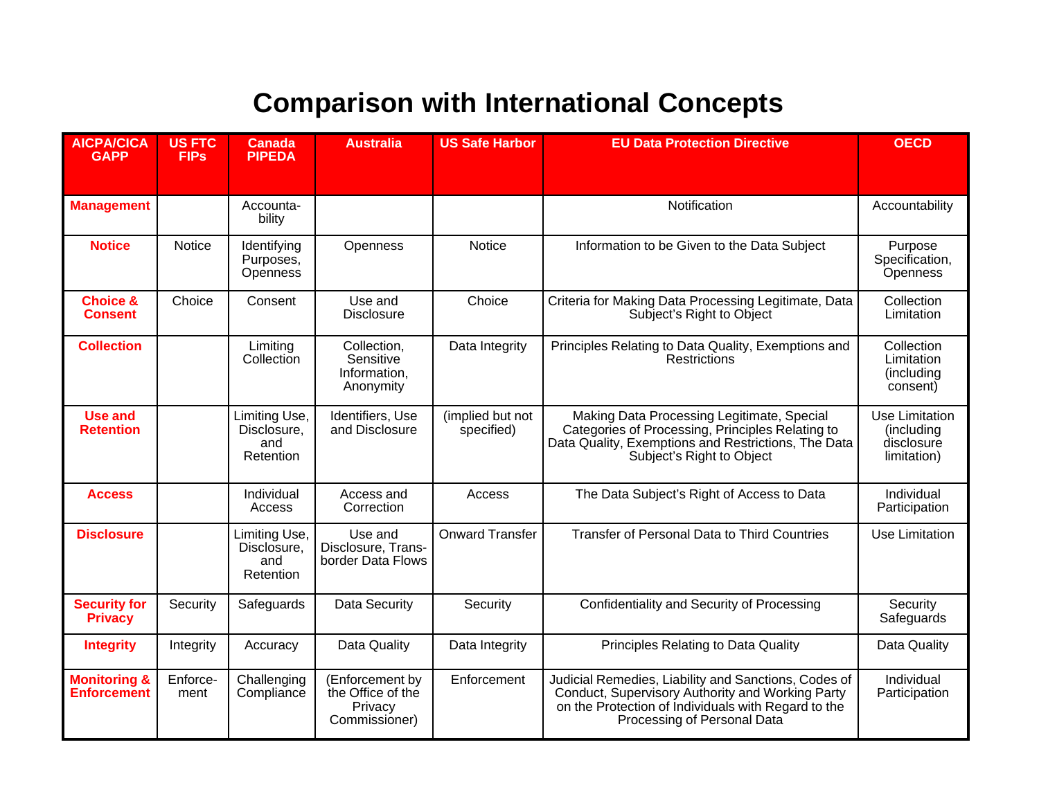# Comparison with International Concepts

| AICPA/CICA GAPP | US FTC FIPs | Canada PIPEDA | Australia | US Safe Harbor | EU Data Protection Directive | OECD |
|---|---|---|---|---|---|---|
| **Management** | | Accountability | | | Notification | Accountability |
| **Notice** | Notice | Identifying Purposes, Openness | Openness | Notice | Information to be Given to the Data Subject | Purpose Specification, Openness |
| **Choice & Consent** | Choice | Consent | Use and Disclosure | Choice | Criteria for Making Data Processing Legitimate, Data Subject's Right to Object | Collection Limitation |
| **Collection** | | Limiting Collection | Collection, Sensitive Information, Anonymity | Data Integrity | Principles Relating to Data Quality, Exemptions and Restrictions | Collection Limitation (including consent) |
| **Use and Retention** | | Limiting Use, Disclosure, and Retention | Identifiers, Use and Disclosure | (implied but not specified) | Making Data Processing Legitimate, Special Categories of Processing, Principles Relating to Data Quality, Exemptions and Restrictions, The Data Subject's Right to Object | Use Limitation (including disclosure limitation) |
| **Access** | | Individual Access | Access and Correction | Access | The Data Subject's Right of Access to Data | Individual Participation |
| **Disclosure** | | Limiting Use, Disclosure, and Retention | Use and Disclosure, Trans-border Data Flows | Onward Transfer | Transfer of Personal Data to Third Countries | Use Limitation |
| **Security for Privacy** | Security | Safeguards | Data Security | Security | Confidentiality and Security of Processing | Security Safeguards |
| **Integrity** | Integrity | Accuracy | Data Quality | Data Integrity | Principles Relating to Data Quality | Data Quality |
| **Monitoring & Enforcement** | Enforcement | Challenging Compliance | (Enforcement by the Office of the Privacy Commissioner) | Enforcement | Judicial Remedies, Liability and Sanctions, Codes of Conduct, Supervisory Authority and Working Party on the Protection of Individuals with Regard to the Processing of Personal Data | Individual Participation |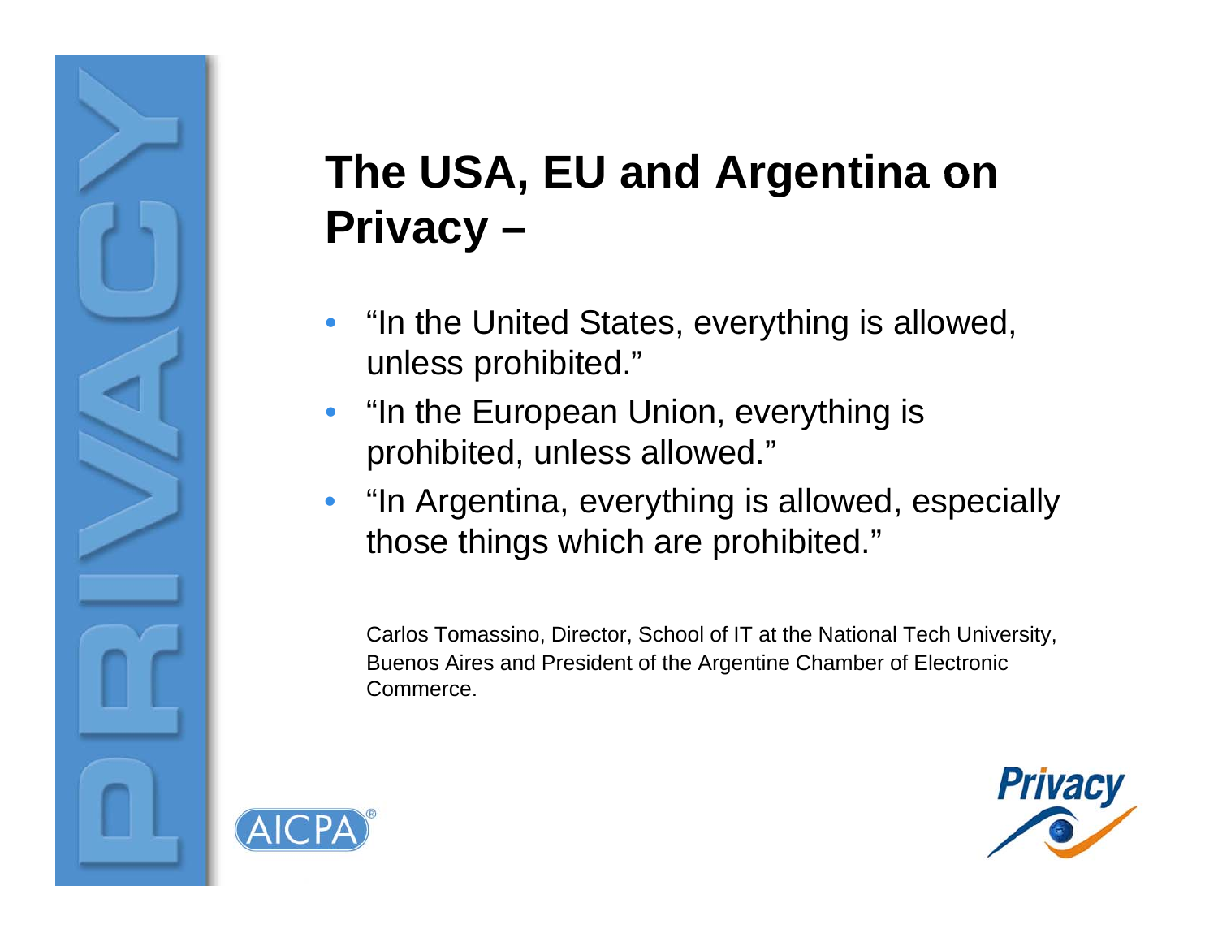# The USA, EU and Argentina on Privacy –

- "In the United States, everything is allowed, unless prohibited."
- "In the European Union, everything is prohibited, unless allowed."
- "In Argentina, everything is allowed, especially those things which are prohibited."

Carlos Tomassino, Director, School of IT at the National Tech University, Buenos Aires and President of the Argentine Chamber of Electronic Commerce.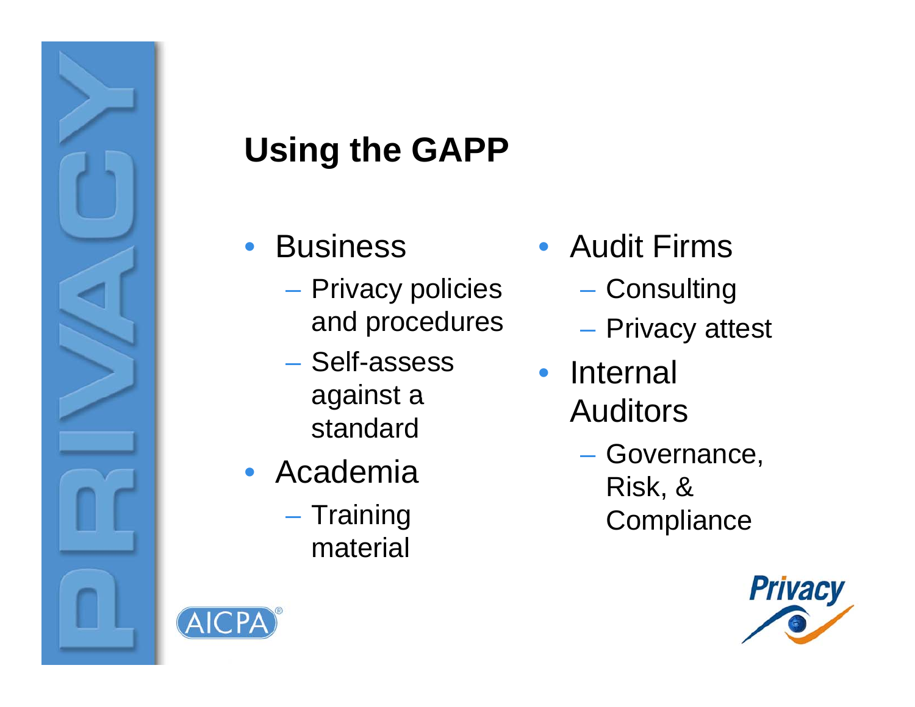# Using the GAPP

- Business
  - Privacy policies and procedures
  - Self-assess against a standard
- Academia
  - Training material
- Audit Firms
  - Consulting
  - Privacy attest
- Internal Auditors
  - Governance, Risk, & Compliance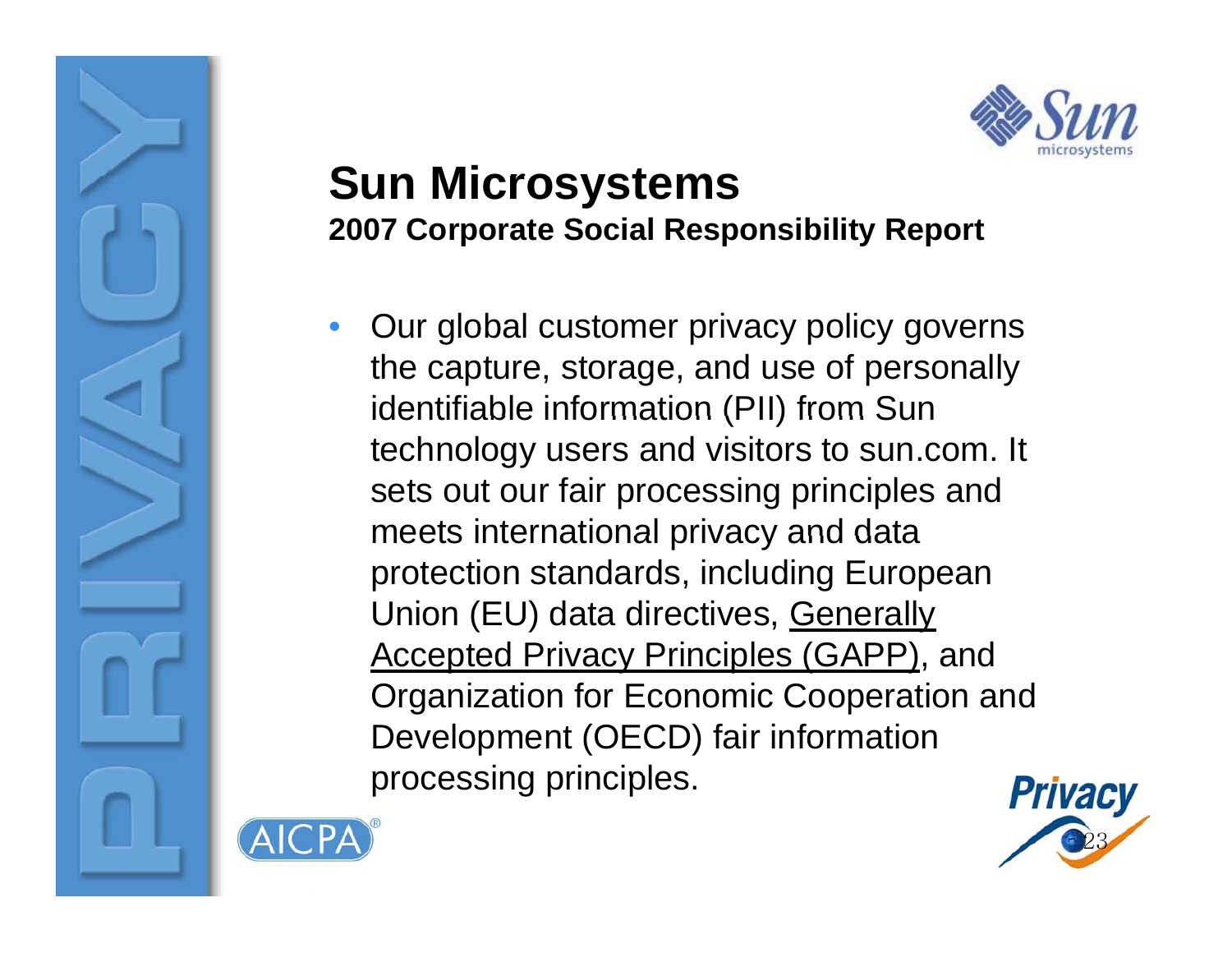# Sun Microsystems

**2007 Corporate Social Responsibility Report**

- Our global customer privacy policy governs the capture, storage, and use of personally identifiable information (PII) from Sun technology users and visitors to sun.com. It sets out our fair processing principles and meets international privacy and data protection standards, including European Union (EU) data directives, Generally Accepted Privacy Principles (GAPP), and Organization for Economic Cooperation and Development (OECD) fair information processing principles.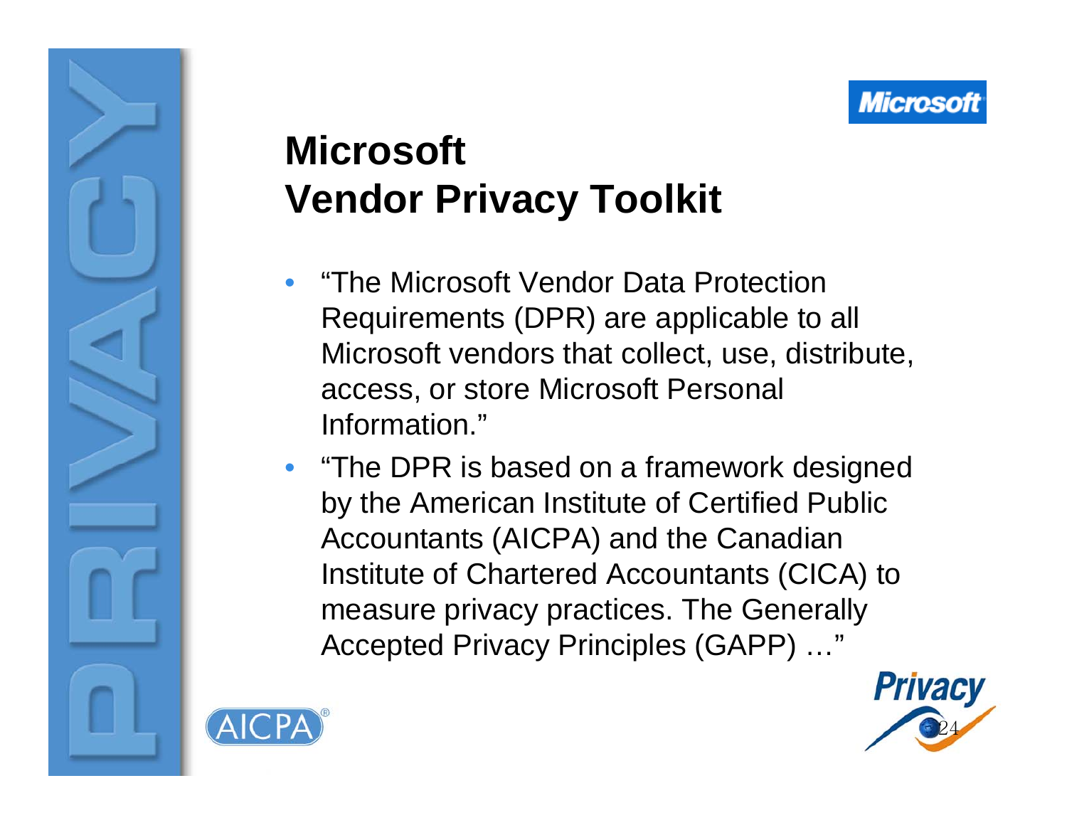# Microsoft Vendor Privacy Toolkit

- "The Microsoft Vendor Data Protection Requirements (DPR) are applicable to all Microsoft vendors that collect, use, distribute, access, or store Microsoft Personal Information."
- "The DPR is based on a framework designed by the American Institute of Certified Public Accountants (AICPA) and the Canadian Institute of Chartered Accountants (CICA) to measure privacy practices. The Generally Accepted Privacy Principles (GAPP) …"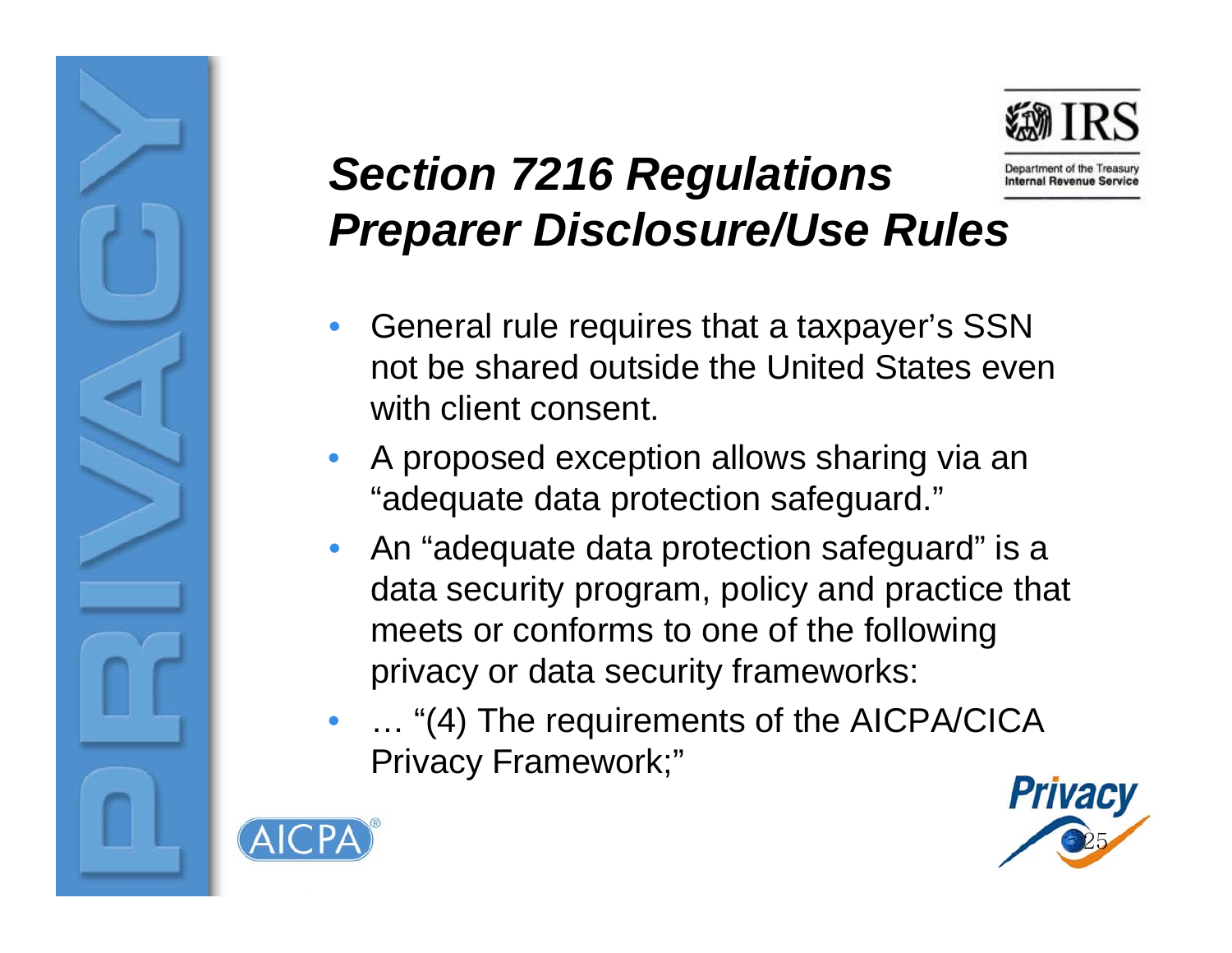# *Section 7216 Regulations Preparer Disclosure/Use Rules*

- General rule requires that a taxpayer's SSN not be shared outside the United States even with client consent.
- A proposed exception allows sharing via an "adequate data protection safeguard."
- An "adequate data protection safeguard" is a data security program, policy and practice that meets or conforms to one of the following privacy or data security frameworks:
- … "(4) The requirements of the AICPA/CICA Privacy Framework;"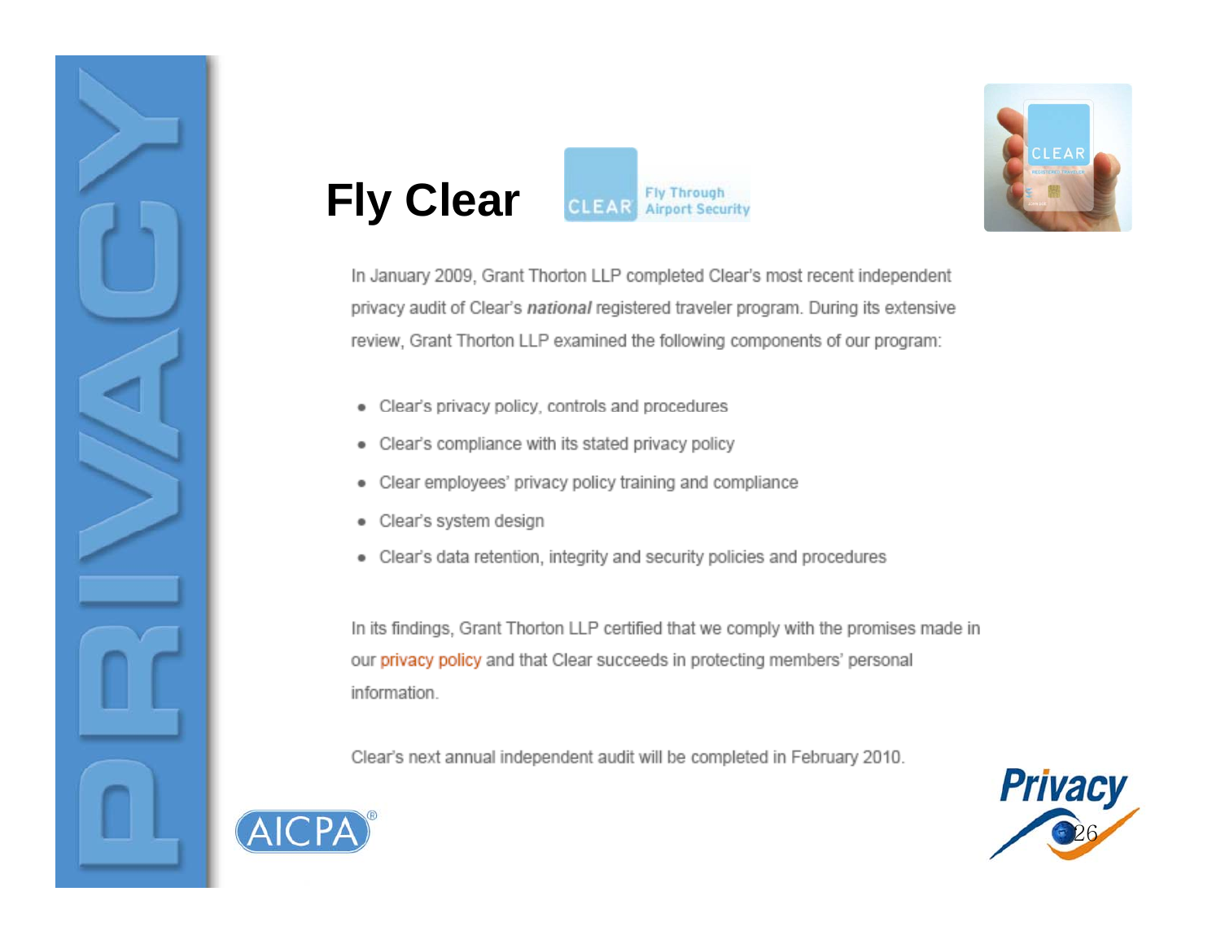# Fly Clear

In January 2009, Grant Thorton LLP completed Clear's most recent independent privacy audit of Clear's ***national*** registered traveler program. During its extensive review, Grant Thorton LLP examined the following components of our program:

- Clear's privacy policy, controls and procedures
- Clear's compliance with its stated privacy policy
- Clear employees' privacy policy training and compliance
- Clear's system design
- Clear's data retention, integrity and security policies and procedures

In its findings, Grant Thorton LLP certified that we comply with the promises made in our privacy policy and that Clear succeeds in protecting members' personal information.

Clear's next annual independent audit will be completed in February 2010.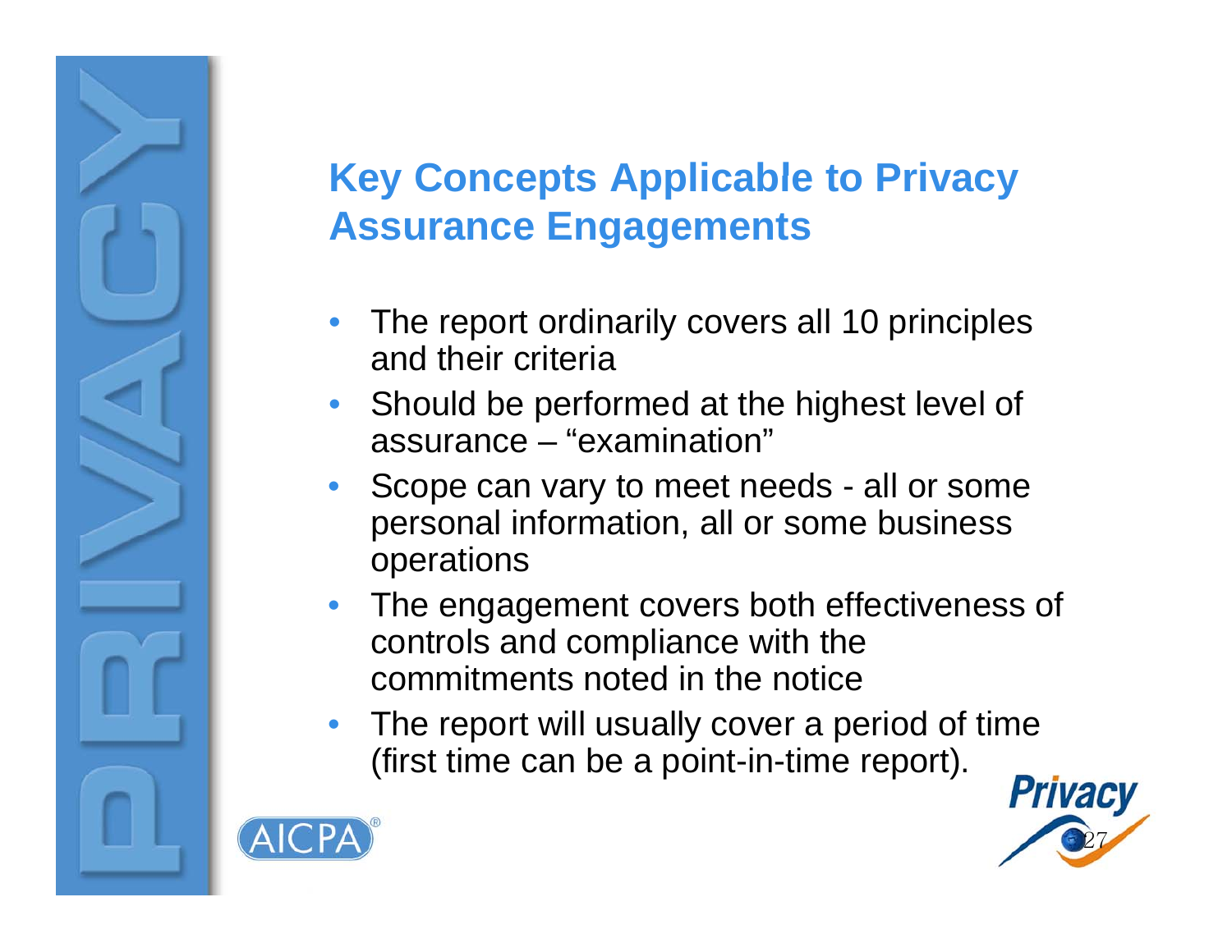## Key Concepts Applicable to Privacy Assurance Engagements

- The report ordinarily covers all 10 principles and their criteria
- Should be performed at the highest level of assurance – “examination”
- Scope can vary to meet needs - all or some personal information, all or some business operations
- The engagement covers both effectiveness of controls and compliance with the commitments noted in the notice
- The report will usually cover a period of time (first time can be a point-in-time report).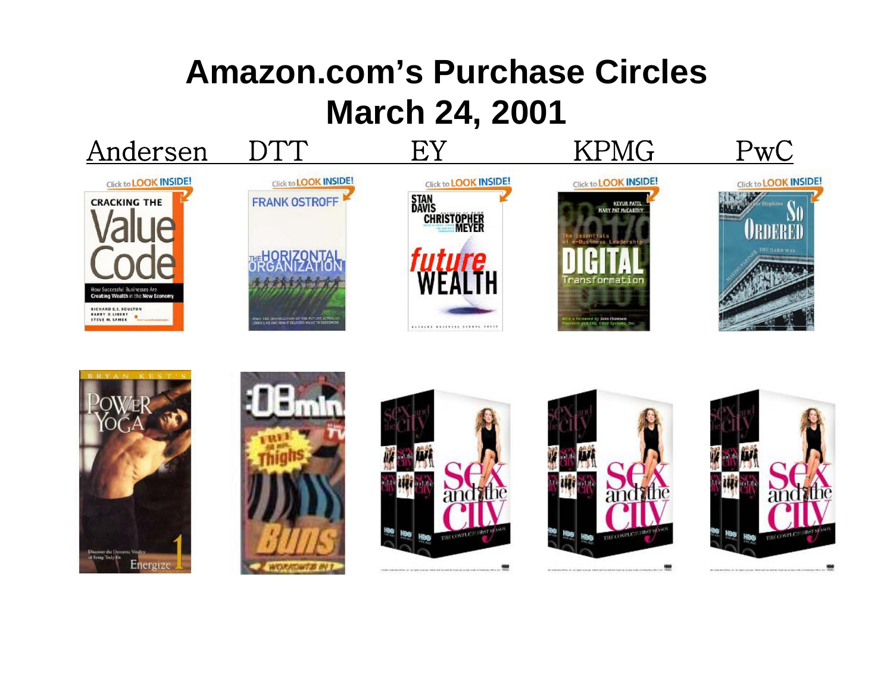# Amazon.com's Purchase Circles
# March 24, 2001

| Andersen | DTT | EY | KPMG | PwC |
| --- | --- | --- | --- | --- |
| Cracking the Value Code | The Horizontal Organization | Future Wealth | Digital Transformation | So Ordered |
| Power Yoga | :08 min Thighs Buns | Sex and the City | Sex and the City | Sex and the City |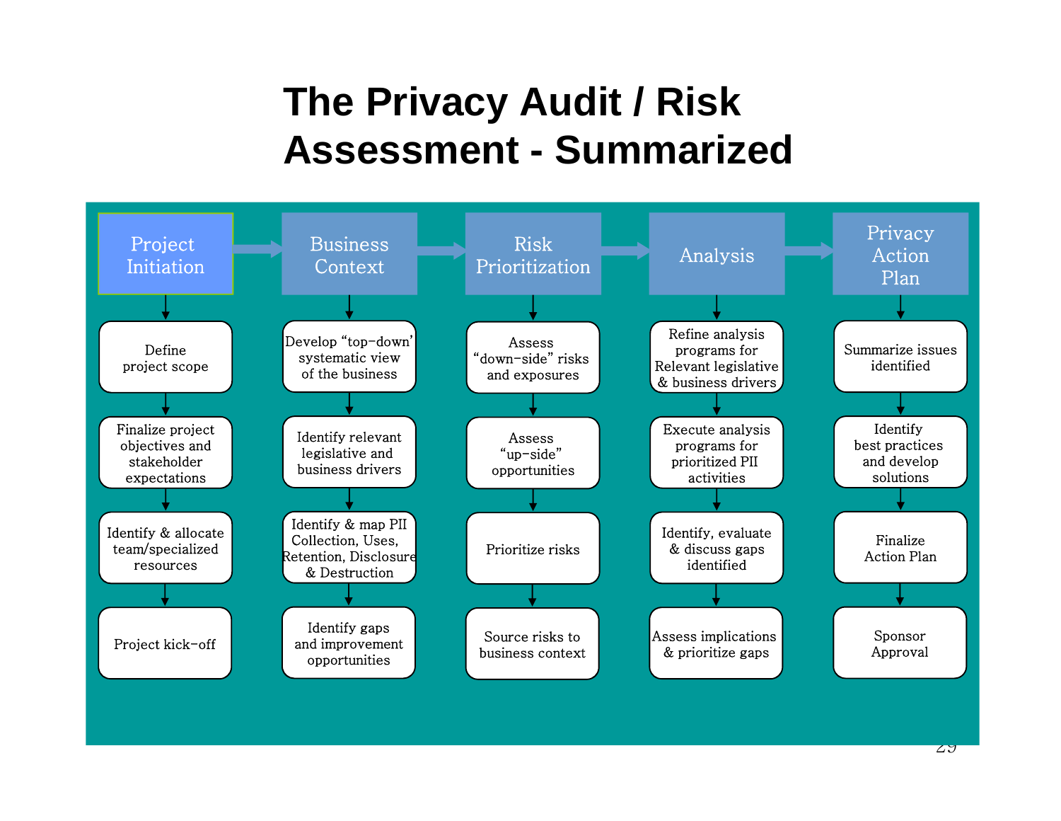# The Privacy Audit / Risk Assessment - Summarized

| Project Initiation | Business Context | Risk Prioritization | Analysis | Privacy Action Plan |
|---|---|---|---|---|
| Define project scope | Develop “top-down” systematic view of the business | Assess “down-side” risks and exposures | Refine analysis programs for Relevant legislative & business drivers | Summarize issues identified |
| Finalize project objectives and stakeholder expectations | Identify relevant legislative and business drivers | Assess “up-side” opportunities | Execute analysis programs for prioritized PII activities | Identify best practices and develop solutions |
| Identify & allocate team/specialized resources | Identify & map PII Collection, Uses, Retention, Disclosure & Destruction | Prioritize risks | Identify, evaluate & discuss gaps identified | Finalize Action Plan |
| Project kick-off | Identify gaps and improvement opportunities | Source risks to business context | Assess implications & prioritize gaps | Sponsor Approval |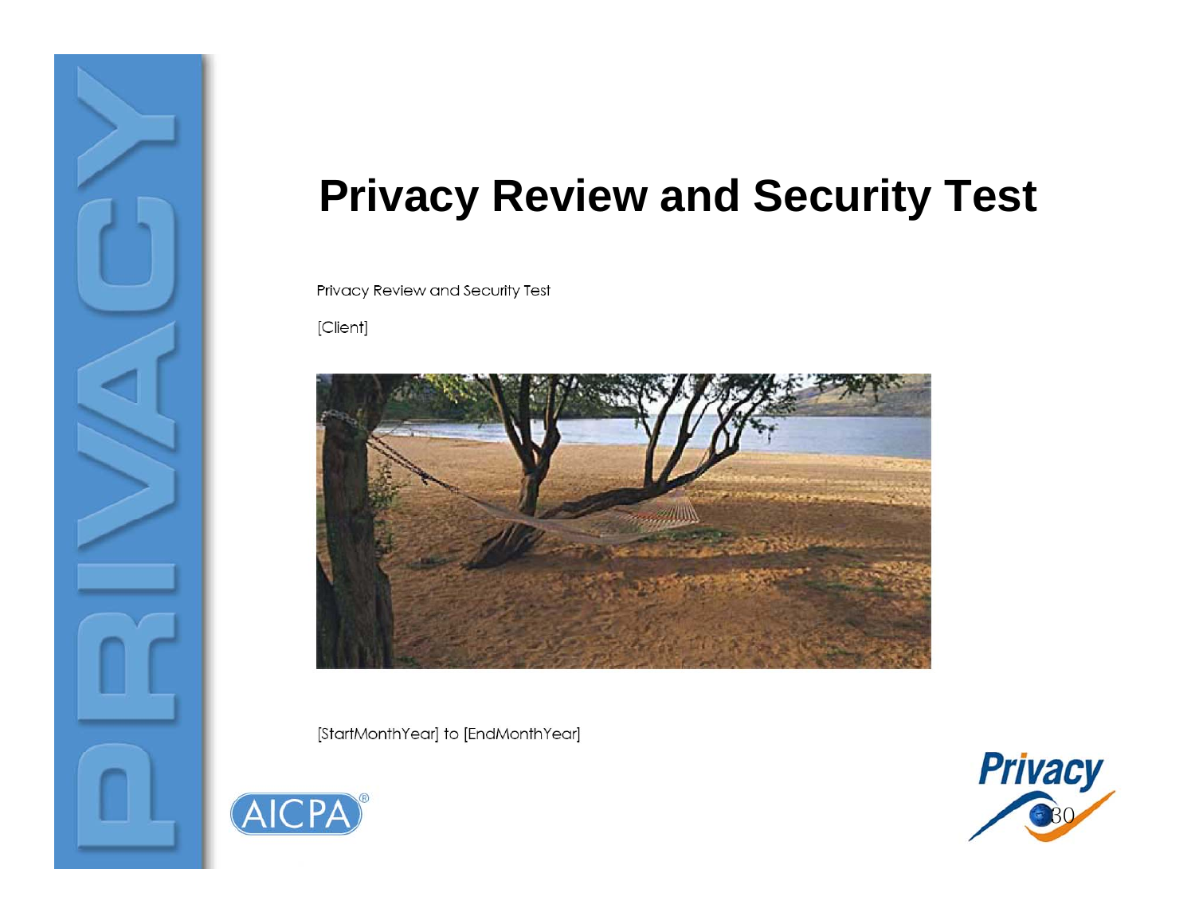# Privacy Review and Security Test

Privacy Review and Security Test

[Client]

[StartMonthYear] to [EndMonthYear]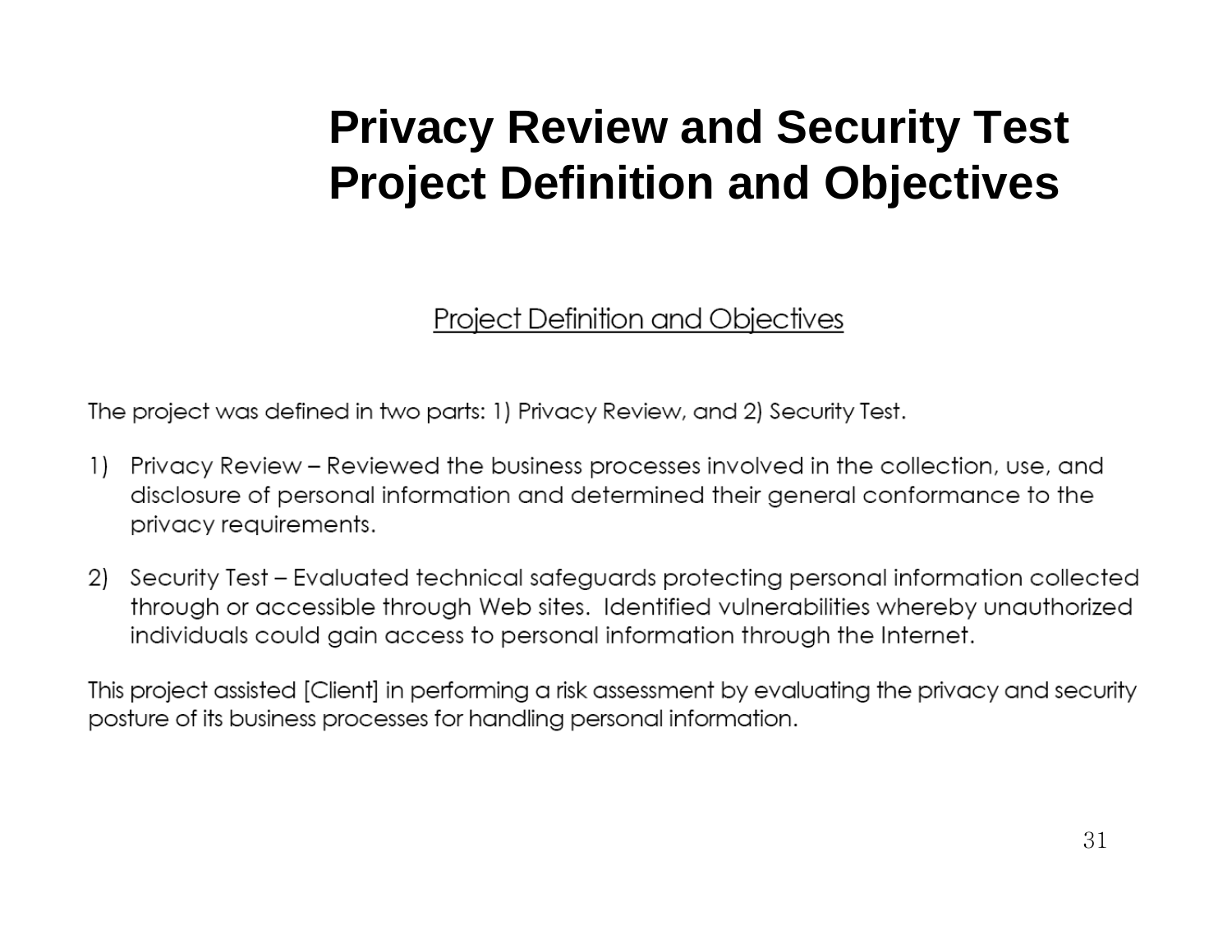# Privacy Review and Security Test Project Definition and Objectives

## Project Definition and Objectives

The project was defined in two parts: 1) Privacy Review, and 2) Security Test.

1) Privacy Review – Reviewed the business processes involved in the collection, use, and disclosure of personal information and determined their general conformance to the privacy requirements.

2) Security Test – Evaluated technical safeguards protecting personal information collected through or accessible through Web sites. Identified vulnerabilities whereby unauthorized individuals could gain access to personal information through the Internet.

This project assisted [Client] in performing a risk assessment by evaluating the privacy and security posture of its business processes for handling personal information.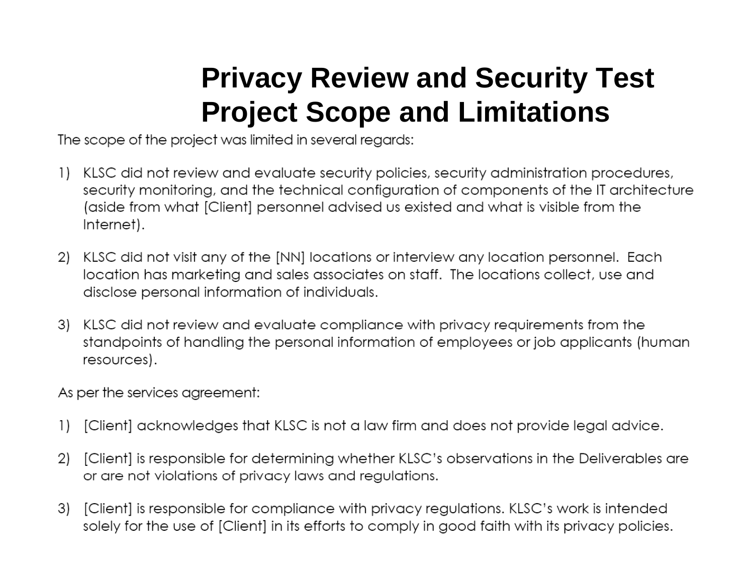# Privacy Review and Security Test Project Scope and Limitations

The scope of the project was limited in several regards:

1) KLSC did not review and evaluate security policies, security administration procedures, security monitoring, and the technical configuration of components of the IT architecture (aside from what [Client] personnel advised us existed and what is visible from the Internet).

2) KLSC did not visit any of the [NN] locations or interview any location personnel. Each location has marketing and sales associates on staff. The locations collect, use and disclose personal information of individuals.

3) KLSC did not review and evaluate compliance with privacy requirements from the standpoints of handling the personal information of employees or job applicants (human resources).

As per the services agreement:

1) [Client] acknowledges that KLSC is not a law firm and does not provide legal advice.

2) [Client] is responsible for determining whether KLSC's observations in the Deliverables are or are not violations of privacy laws and regulations.

3) [Client] is responsible for compliance with privacy regulations. KLSC's work is intended solely for the use of [Client] in its efforts to comply in good faith with its privacy policies.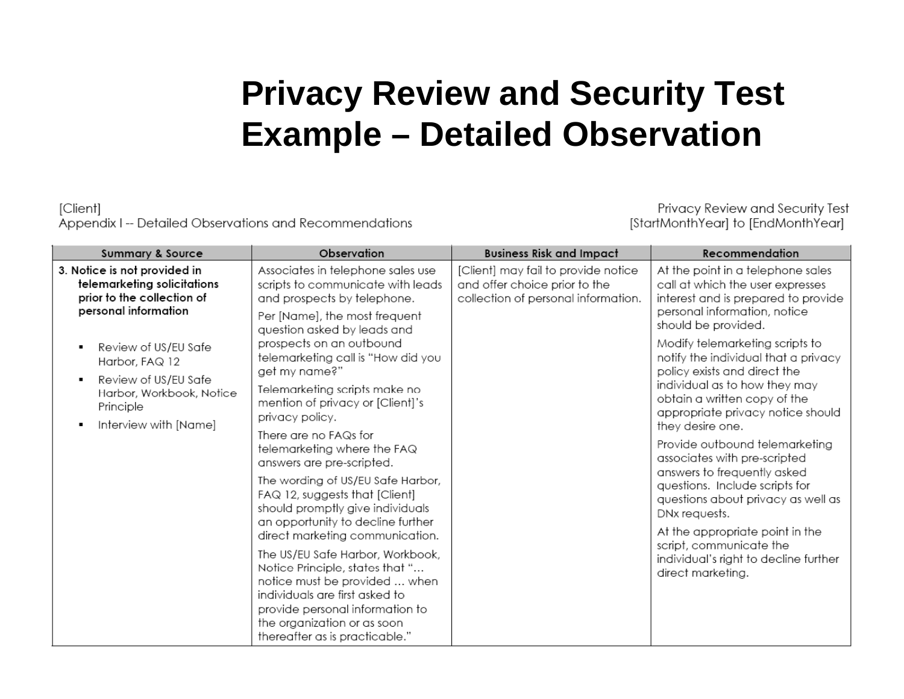# Privacy Review and Security Test Example – Detailed Observation

[Client]
Appendix I -- Detailed Observations and Recommendations

Privacy Review and Security Test
[StartMonthYear] to [EndMonthYear]

| Summary & Source | Observation | Business Risk and Impact | Recommendation |
|---|---|---|---|
| **3. Notice is not provided in telemarketing solicitations prior to the collection of personal information**<br><br>- Review of US/EU Safe Harbor, FAQ 12<br>- Review of US/EU Safe Harbor, Workbook, Notice Principle<br>- Interview with [Name] | Associates in telephone sales use scripts to communicate with leads and prospects by telephone.<br><br>Per [Name], the most frequent question asked by leads and prospects on an outbound telemarketing call is "How did you get my name?"<br><br>Telemarketing scripts make no mention of privacy or [Client]'s privacy policy.<br><br>There are no FAQs for telemarketing where the FAQ answers are pre-scripted.<br><br>The wording of US/EU Safe Harbor, FAQ 12, suggests that [Client] should promptly give individuals an opportunity to decline further direct marketing communication.<br><br>The US/EU Safe Harbor, Workbook, Notice Principle, states that "… notice must be provided … when individuals are first asked to provide personal information to the organization or as soon thereafter as is practicable." | [Client] may fail to provide notice and offer choice prior to the collection of personal information. | At the point in a telephone sales call at which the user expresses interest and is prepared to provide personal information, notice should be provided.<br><br>Modify telemarketing scripts to notify the individual that a privacy policy exists and direct the individual as to how they may obtain a written copy of the appropriate privacy notice should they desire one.<br><br>Provide outbound telemarketing associates with pre-scripted answers to frequently asked questions. Include scripts for questions about privacy as well as DNx requests.<br><br>At the appropriate point in the script, communicate the individual's right to decline further direct marketing. |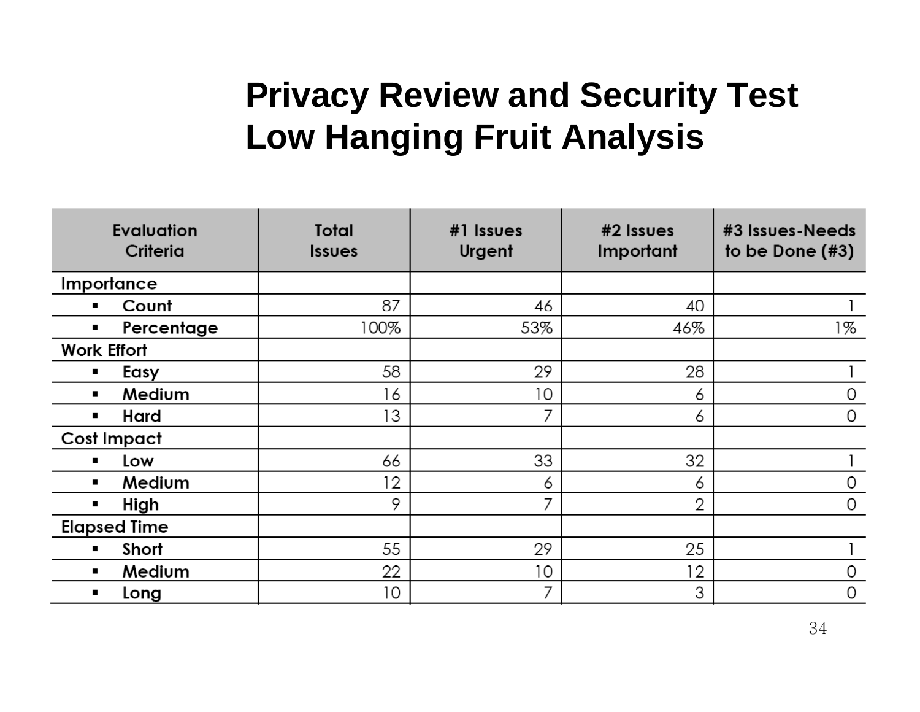# Privacy Review and Security Test Low Hanging Fruit Analysis

| Evaluation Criteria | Total Issues | #1 Issues Urgent | #2 Issues Important | #3 Issues-Needs to be Done (#3) |
|---|---|---|---|---|
| **Importance** | | | | |
| ▪ Count | 87 | 46 | 40 | 1 |
| ▪ Percentage | 100% | 53% | 46% | 1% |
| **Work Effort** | | | | |
| ▪ Easy | 58 | 29 | 28 | 1 |
| ▪ Medium | 16 | 10 | 6 | 0 |
| ▪ Hard | 13 | 7 | 6 | 0 |
| **Cost Impact** | | | | |
| ▪ Low | 66 | 33 | 32 | 1 |
| ▪ Medium | 12 | 6 | 6 | 0 |
| ▪ High | 9 | 7 | 2 | 0 |
| **Elapsed Time** | | | | |
| ▪ Short | 55 | 29 | 25 | 1 |
| ▪ Medium | 22 | 10 | 12 | 0 |
| ▪ Long | 10 | 7 | 3 | 0 |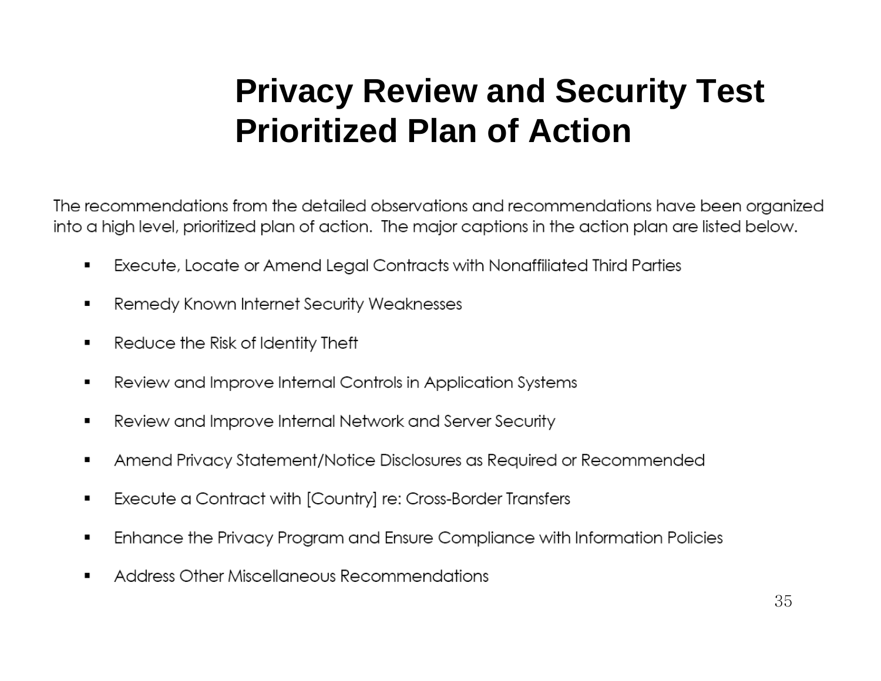# Privacy Review and Security Test Prioritized Plan of Action

The recommendations from the detailed observations and recommendations have been organized into a high level, prioritized plan of action. The major captions in the action plan are listed below.

- Execute, Locate or Amend Legal Contracts with Nonaffiliated Third Parties
- Remedy Known Internet Security Weaknesses
- Reduce the Risk of Identity Theft
- Review and Improve Internal Controls in Application Systems
- Review and Improve Internal Network and Server Security
- Amend Privacy Statement/Notice Disclosures as Required or Recommended
- Execute a Contract with [Country] re: Cross-Border Transfers
- Enhance the Privacy Program and Ensure Compliance with Information Policies
- Address Other Miscellaneous Recommendations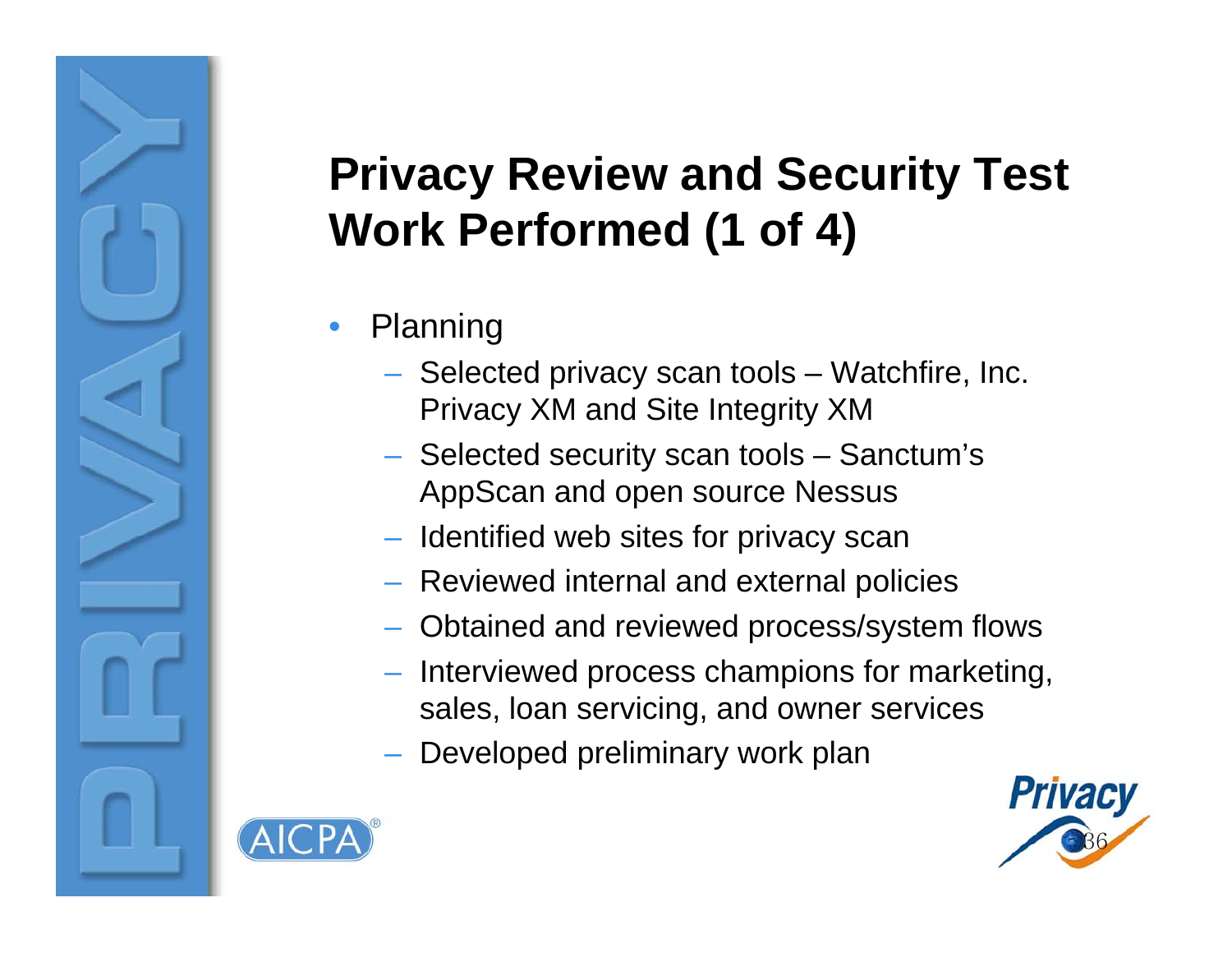# Privacy Review and Security Test Work Performed (1 of 4)

- Planning
  - Selected privacy scan tools – Watchfire, Inc. Privacy XM and Site Integrity XM
  - Selected security scan tools – Sanctum's AppScan and open source Nessus
  - Identified web sites for privacy scan
  - Reviewed internal and external policies
  - Obtained and reviewed process/system flows
  - Interviewed process champions for marketing, sales, loan servicing, and owner services
  - Developed preliminary work plan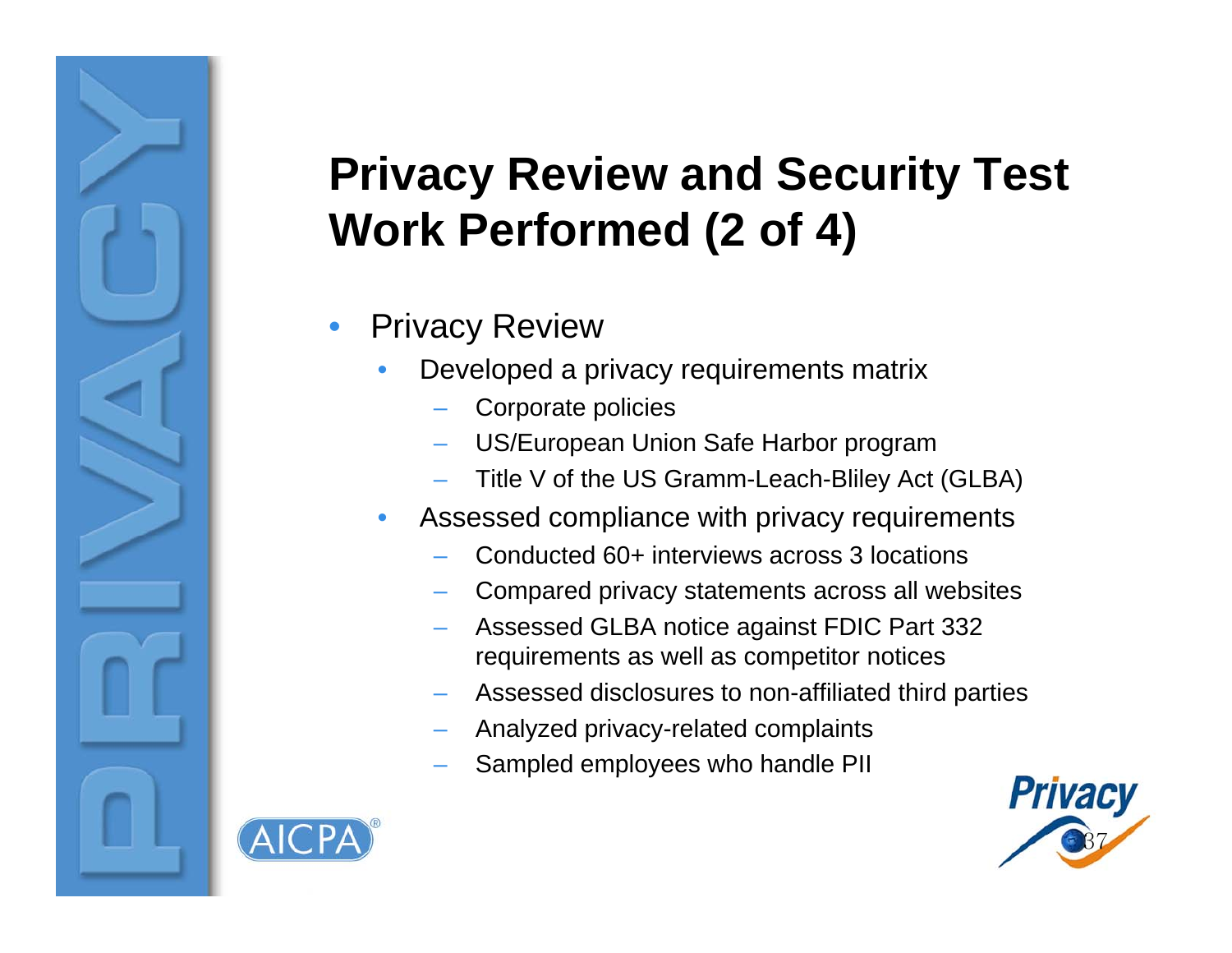# Privacy Review and Security Test Work Performed (2 of 4)

- Privacy Review
  - Developed a privacy requirements matrix
    - Corporate policies
    - US/European Union Safe Harbor program
    - Title V of the US Gramm-Leach-Bliley Act (GLBA)
  - Assessed compliance with privacy requirements
    - Conducted 60+ interviews across 3 locations
    - Compared privacy statements across all websites
    - Assessed GLBA notice against FDIC Part 332 requirements as well as competitor notices
    - Assessed disclosures to non-affiliated third parties
    - Analyzed privacy-related complaints
    - Sampled employees who handle PII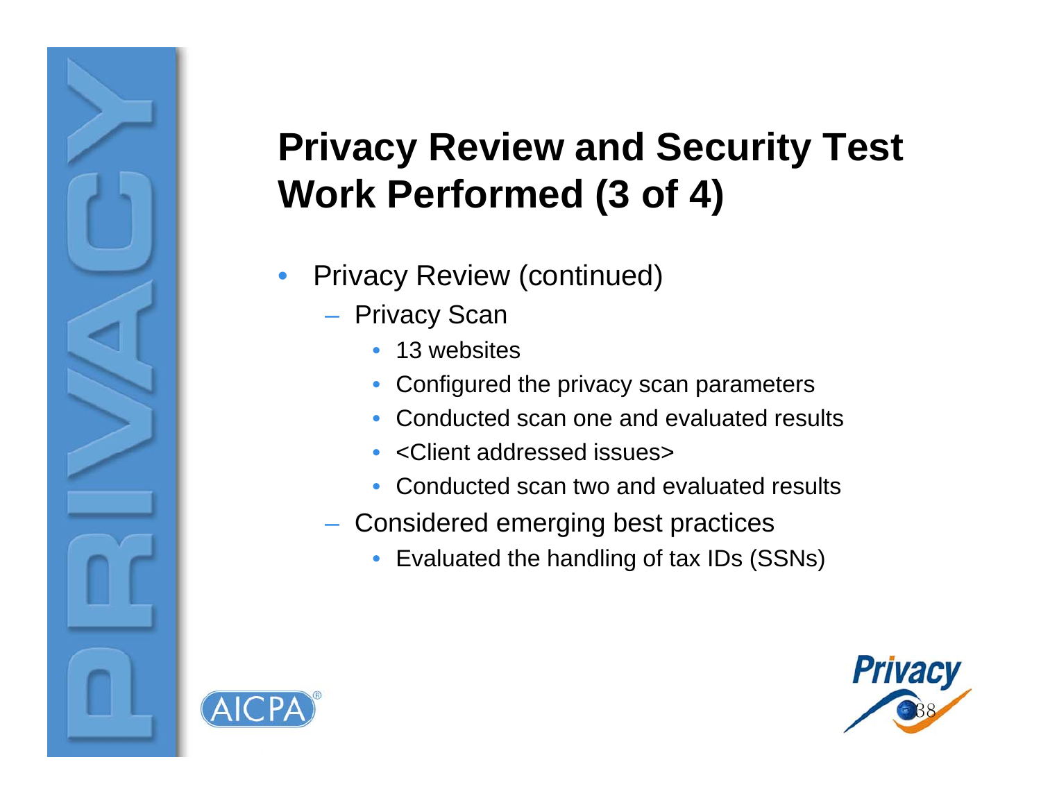# Privacy Review and Security Test Work Performed (3 of 4)

- Privacy Review (continued)
  - Privacy Scan
    - 13 websites
    - Configured the privacy scan parameters
    - Conducted scan one and evaluated results
    - <Client addressed issues>
    - Conducted scan two and evaluated results
  - Considered emerging best practices
    - Evaluated the handling of tax IDs (SSNs)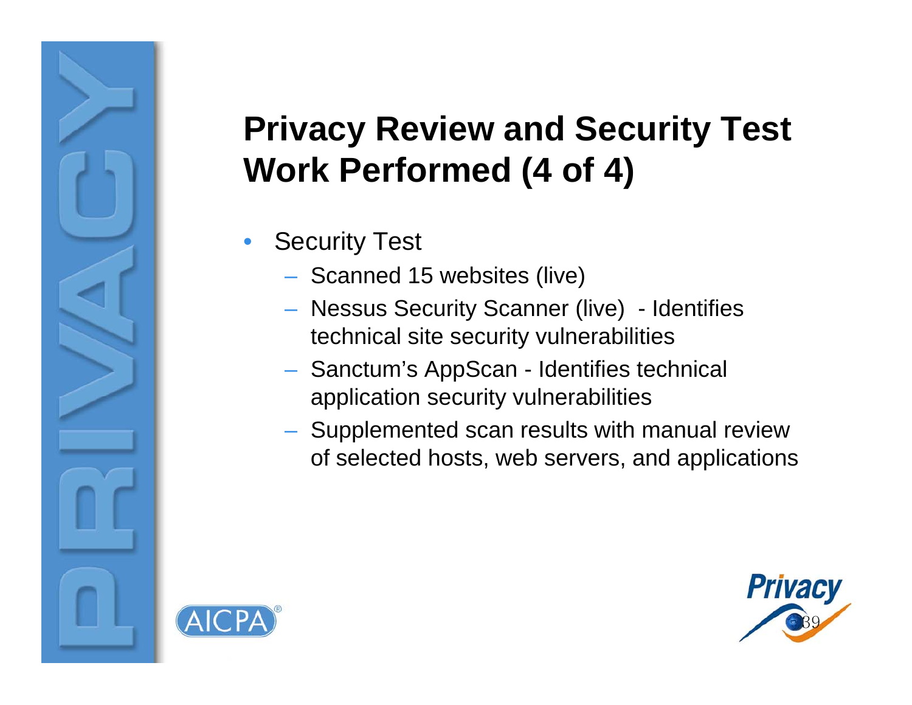# Privacy Review and Security Test Work Performed (4 of 4)

- Security Test
  - Scanned 15 websites (live)
  - Nessus Security Scanner (live) - Identifies technical site security vulnerabilities
  - Sanctum's AppScan - Identifies technical application security vulnerabilities
  - Supplemented scan results with manual review of selected hosts, web servers, and applications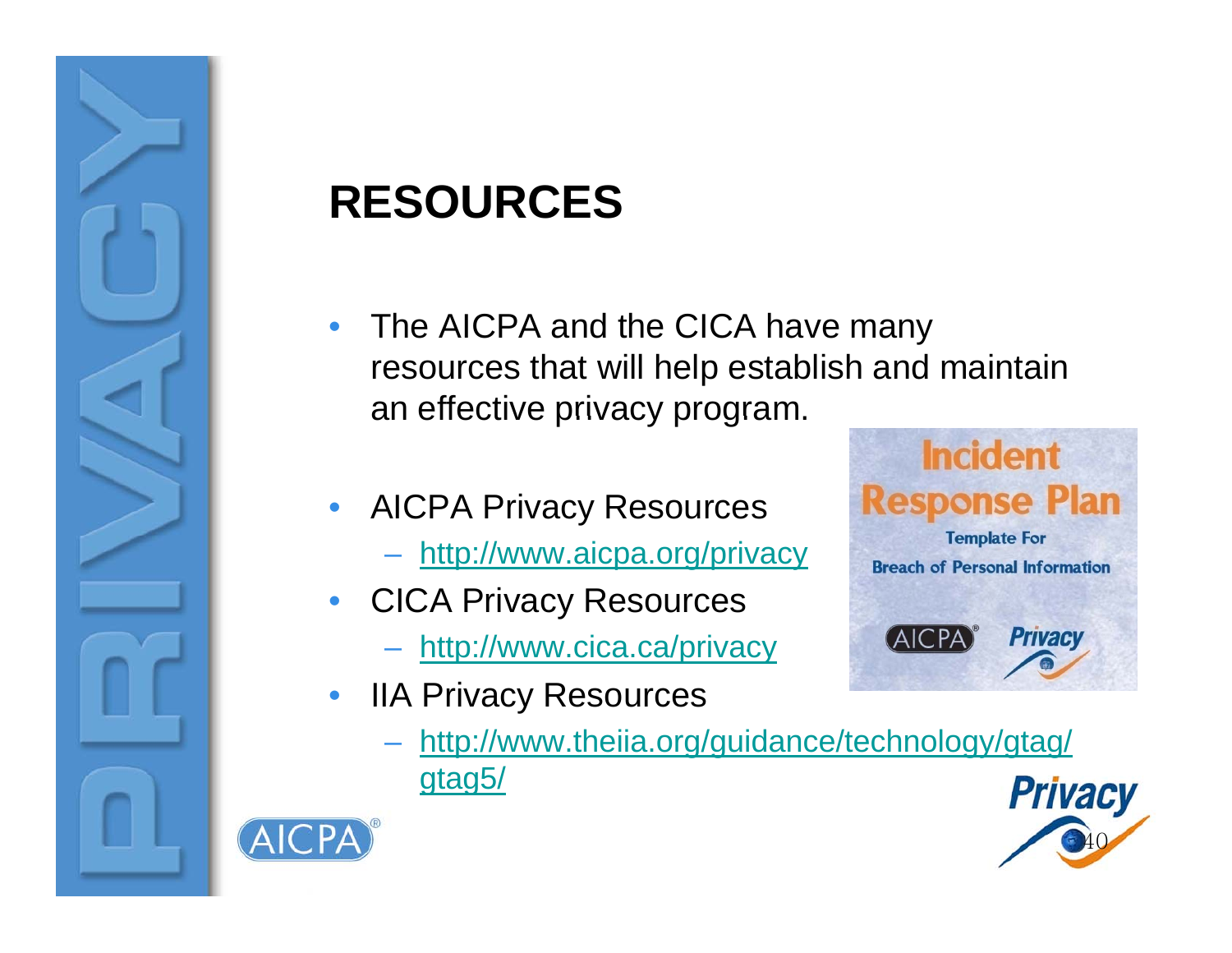# RESOURCES

- The AICPA and the CICA have many resources that will help establish and maintain an effective privacy program.
- AICPA Privacy Resources
  - http://www.aicpa.org/privacy
- CICA Privacy Resources
  - http://www.cica.ca/privacy
- IIA Privacy Resources
  - http://www.theiia.org/guidance/technology/gtag/gtag5/

**Incident Response Plan**
Template For
Breach of Personal Information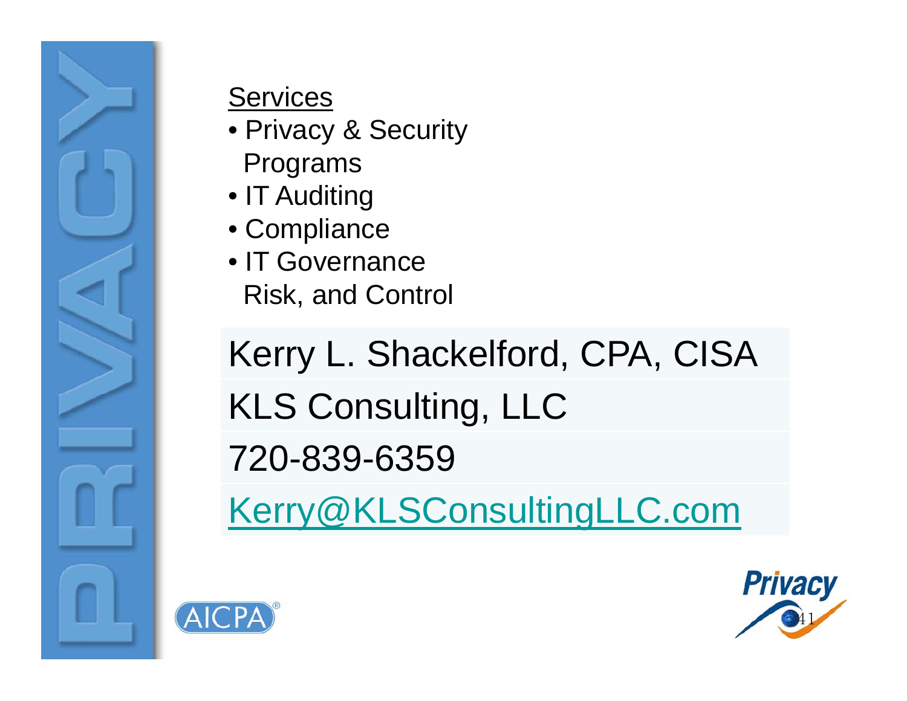Services

- Privacy & Security Programs
- IT Auditing
- Compliance
- IT Governance Risk, and Control

Kerry L. Shackelford, CPA, CISA

KLS Consulting, LLC

720-839-6359

Kerry@KLSConsultingLLC.com